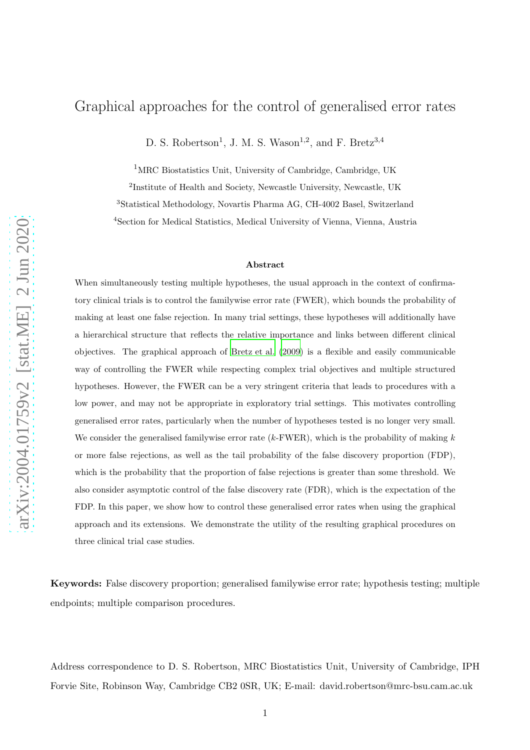# Graphical approaches for the control of generalised error rates

D. S. Robertson[1], J. M. S. Wason[1,2], and F. Bretz[3,4]

[1]MRC Biostatistics Unit, University of Cambridge, Cambridge, UK

[2]Institute of Health and Society, Newcastle University, Newcastle, UK

[3]Statistical Methodology, Novartis Pharma AG, CH-4002 Basel, Switzerland

[4]Section for Medical Statistics, Medical University of Vienna, Vienna, Austria

### Abstract

When simultaneously testing multiple hypotheses, the usual approach in the context of confirmatory clinical trials is to control the familywise error rate (FWER), which bounds the probability of making at least one false rejection. In many trial settings, these hypotheses will additionally have a hierarchical structure that reflects the relative importance and links between different clinical objectives. The graphical approach of Bretz et al. (2009) is a flexible and easily communicable way of controlling the FWER while respecting complex trial objectives and multiple structured hypotheses. However, the FWER can be a very stringent criteria that leads to procedures with a low power, and may not be appropriate in exploratory trial settings. This motivates controlling generalised error rates, particularly when the number of hypotheses tested is no longer very small. We consider the generalised familywise error rate ($k$-FWER), which is the probability of making $k$ or more false rejections, as well as the tail probability of the false discovery proportion (FDP), which is the probability that the proportion of false rejections is greater than some threshold. We also consider asymptotic control of the false discovery rate (FDR), which is the expectation of the FDP. In this paper, we show how to control these generalised error rates when using the graphical approach and its extensions. We demonstrate the utility of the resulting graphical procedures on three clinical trial case studies.

**Keywords:** False discovery proportion; generalised familywise error rate; hypothesis testing; multiple endpoints; multiple comparison procedures.

Address correspondence to D. S. Robertson, MRC Biostatistics Unit, University of Cambridge, IPH Forvie Site, Robinson Way, Cambridge CB2 0SR, UK; E-mail: david.robertson@mrc-bsu.cam.ac.uk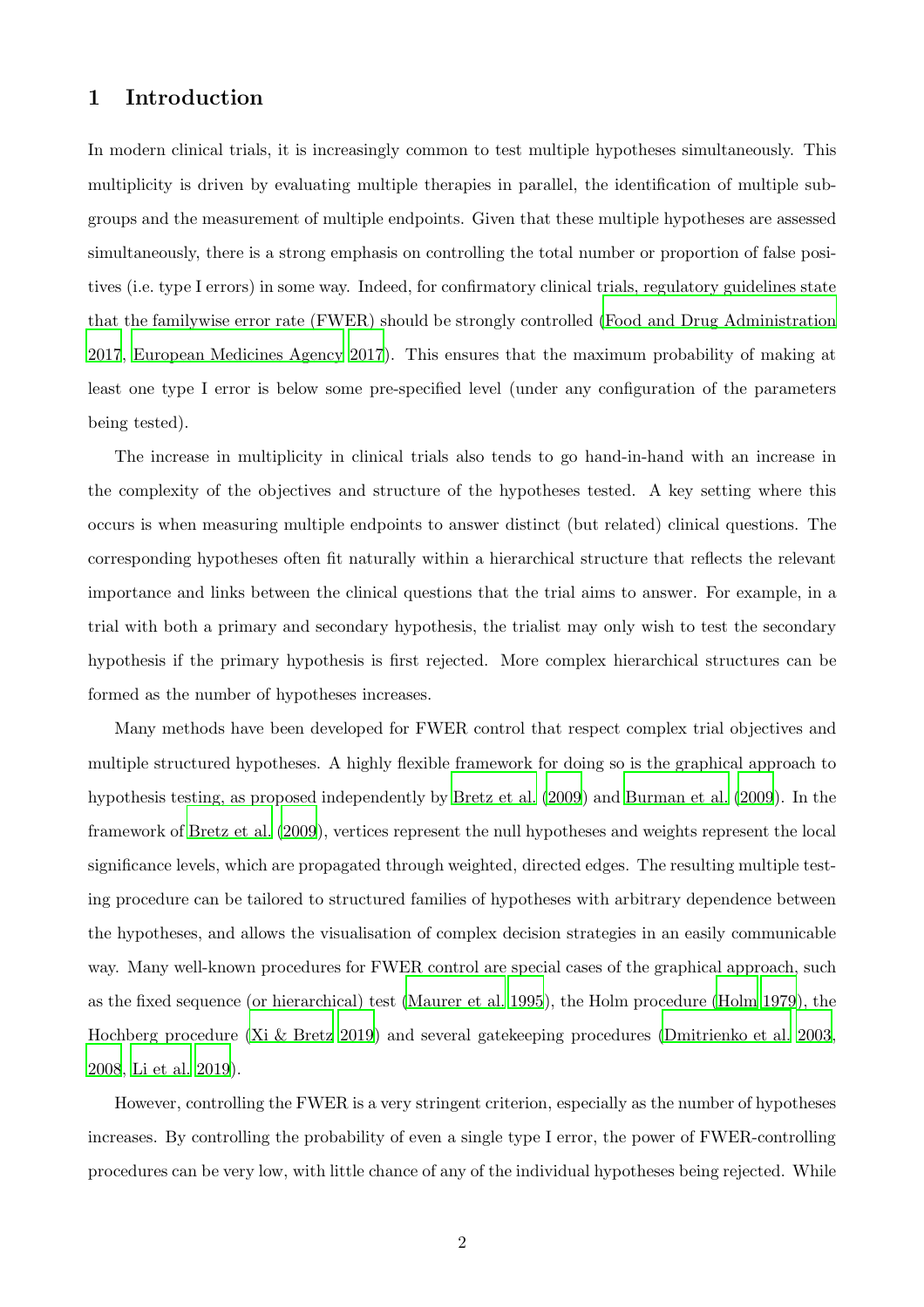# 1 Introduction

In modern clinical trials, it is increasingly common to test multiple hypotheses simultaneously. This multiplicity is driven by evaluating multiple therapies in parallel, the identification of multiple subgroups and the measurement of multiple endpoints. Given that these multiple hypotheses are assessed simultaneously, there is a strong emphasis on controlling the total number or proportion of false positives (i.e. type I errors) in some way. Indeed, for confirmatory clinical trials, regulatory guidelines state that the familywise error rate (FWER) should be strongly controlled (Food and Drug Administration 2017, European Medicines Agency 2017). This ensures that the maximum probability of making at least one type I error is below some pre-specified level (under any configuration of the parameters being tested).

The increase in multiplicity in clinical trials also tends to go hand-in-hand with an increase in the complexity of the objectives and structure of the hypotheses tested. A key setting where this occurs is when measuring multiple endpoints to answer distinct (but related) clinical questions. The corresponding hypotheses often fit naturally within a hierarchical structure that reflects the relevant importance and links between the clinical questions that the trial aims to answer. For example, in a trial with both a primary and secondary hypothesis, the trialist may only wish to test the secondary hypothesis if the primary hypothesis is first rejected. More complex hierarchical structures can be formed as the number of hypotheses increases.

Many methods have been developed for FWER control that respect complex trial objectives and multiple structured hypotheses. A highly flexible framework for doing so is the graphical approach to hypothesis testing, as proposed independently by Bretz et al. (2009) and Burman et al. (2009). In the framework of Bretz et al. (2009), vertices represent the null hypotheses and weights represent the local significance levels, which are propagated through weighted, directed edges. The resulting multiple testing procedure can be tailored to structured families of hypotheses with arbitrary dependence between the hypotheses, and allows the visualisation of complex decision strategies in an easily communicable way. Many well-known procedures for FWER control are special cases of the graphical approach, such as the fixed sequence (or hierarchical) test (Maurer et al. 1995), the Holm procedure (Holm 1979), the Hochberg procedure (Xi & Bretz 2019) and several gatekeeping procedures (Dmitrienko et al. 2003, 2008, Li et al. 2019).

However, controlling the FWER is a very stringent criterion, especially as the number of hypotheses increases. By controlling the probability of even a single type I error, the power of FWER-controlling procedures can be very low, with little chance of any of the individual hypotheses being rejected. While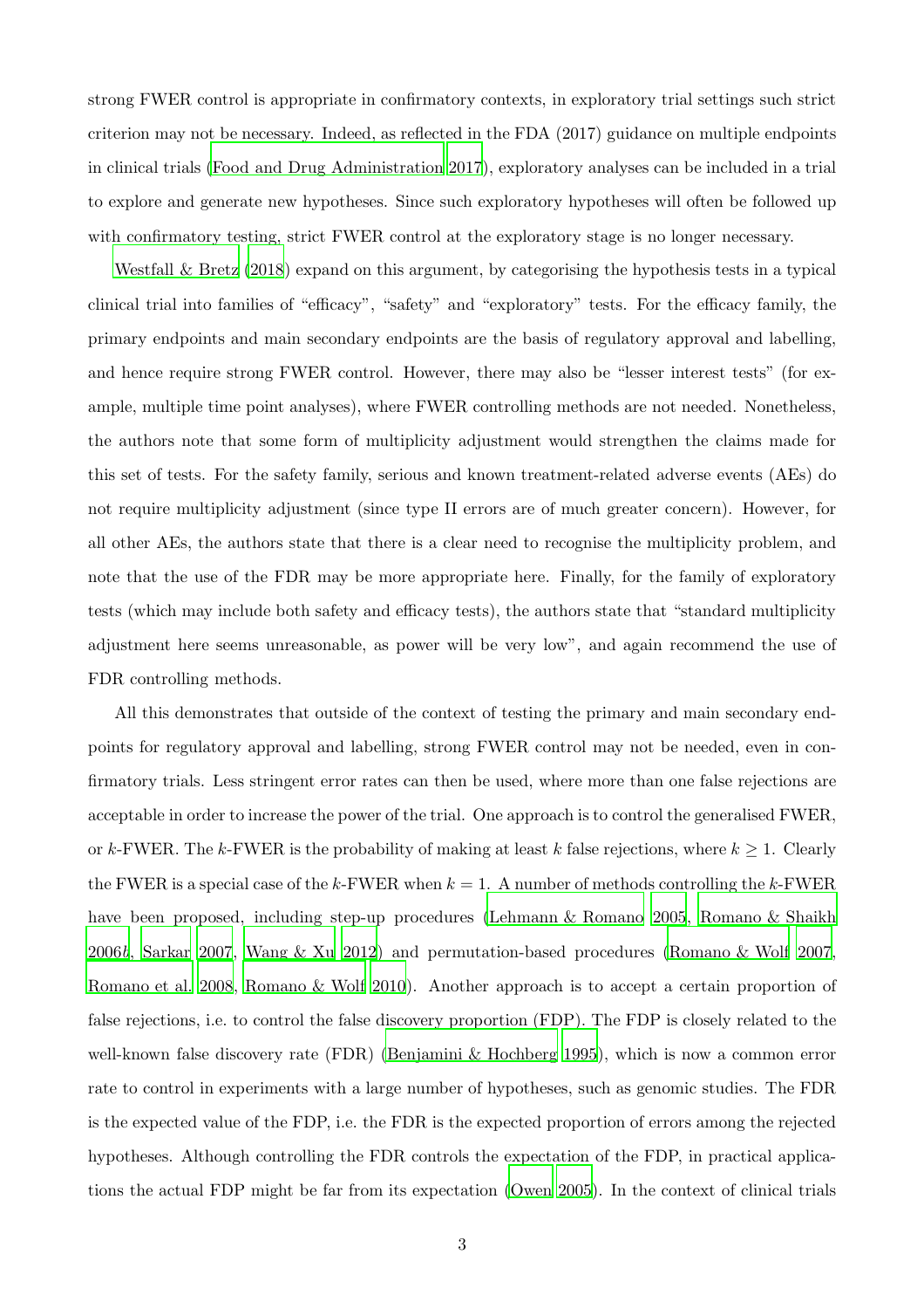strong FWER control is appropriate in confirmatory contexts, in exploratory trial settings such strict criterion may not be necessary. Indeed, as reflected in the FDA (2017) guidance on multiple endpoints in clinical trials (Food and Drug Administration 2017), exploratory analyses can be included in a trial to explore and generate new hypotheses. Since such exploratory hypotheses will often be followed up with confirmatory testing, strict FWER control at the exploratory stage is no longer necessary.

Westfall & Bretz (2018) expand on this argument, by categorising the hypothesis tests in a typical clinical trial into families of "efficacy", "safety" and "exploratory" tests. For the efficacy family, the primary endpoints and main secondary endpoints are the basis of regulatory approval and labelling, and hence require strong FWER control. However, there may also be "lesser interest tests" (for example, multiple time point analyses), where FWER controlling methods are not needed. Nonetheless, the authors note that some form of multiplicity adjustment would strengthen the claims made for this set of tests. For the safety family, serious and known treatment-related adverse events (AEs) do not require multiplicity adjustment (since type II errors are of much greater concern). However, for all other AEs, the authors state that there is a clear need to recognise the multiplicity problem, and note that the use of the FDR may be more appropriate here. Finally, for the family of exploratory tests (which may include both safety and efficacy tests), the authors state that "standard multiplicity adjustment here seems unreasonable, as power will be very low", and again recommend the use of FDR controlling methods.

All this demonstrates that outside of the context of testing the primary and main secondary endpoints for regulatory approval and labelling, strong FWER control may not be needed, even in confirmatory trials. Less stringent error rates can then be used, where more than one false rejections are acceptable in order to increase the power of the trial. One approach is to control the generalised FWER, or $k$-FWER. The $k$-FWER is the probability of making at least $k$ false rejections, where $k \geq 1$. Clearly the FWER is a special case of the $k$-FWER when $k = 1$. A number of methods controlling the $k$-FWER have been proposed, including step-up procedures (Lehmann & Romano 2005, Romano & Shaikh 2006*b*, Sarkar 2007, Wang & Xu 2012) and permutation-based procedures (Romano & Wolf 2007, Romano et al. 2008, Romano & Wolf 2010). Another approach is to accept a certain proportion of false rejections, i.e. to control the false discovery proportion (FDP). The FDP is closely related to the well-known false discovery rate (FDR) (Benjamini & Hochberg 1995), which is now a common error rate to control in experiments with a large number of hypotheses, such as genomic studies. The FDR is the expected value of the FDP, i.e. the FDR is the expected proportion of errors among the rejected hypotheses. Although controlling the FDR controls the expectation of the FDP, in practical applications the actual FDP might be far from its expectation (Owen 2005). In the context of clinical trials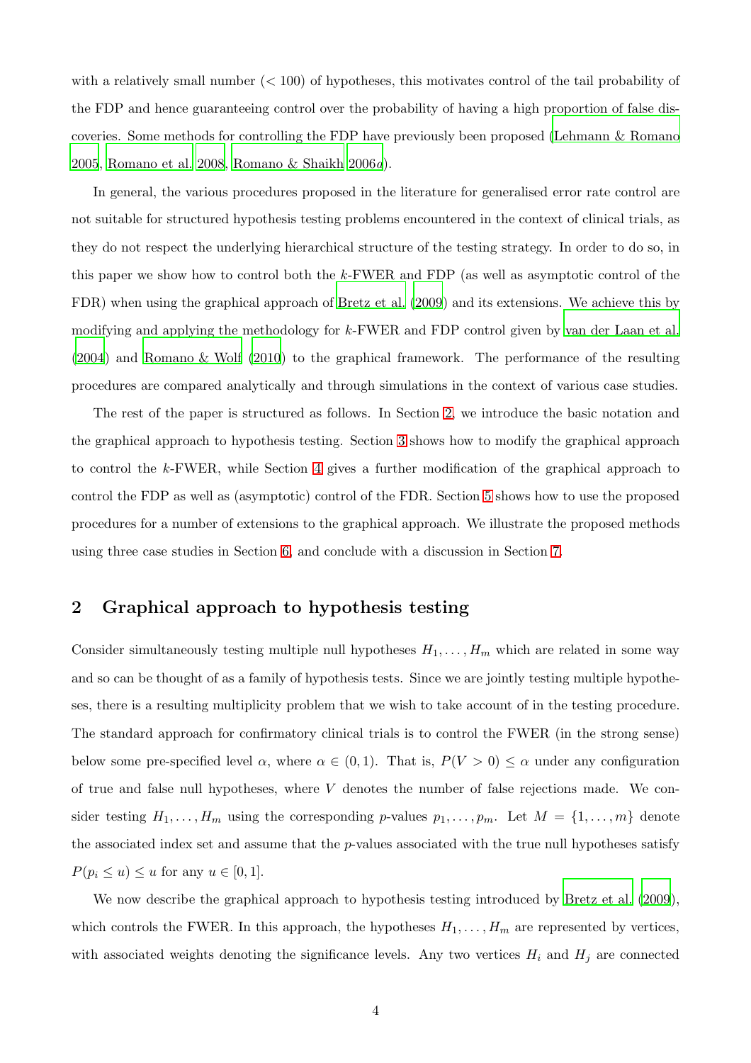with a relatively small number ($< 100$) of hypotheses, this motivates control of the tail probability of the FDP and hence guaranteeing control over the probability of having a high proportion of false discoveries. Some methods for controlling the FDP have previously been proposed (Lehmann & Romano 2005, Romano et al. 2008, Romano & Shaikh 2006*a*).

In general, the various procedures proposed in the literature for generalised error rate control are not suitable for structured hypothesis testing problems encountered in the context of clinical trials, as they do not respect the underlying hierarchical structure of the testing strategy. In order to do so, in this paper we show how to control both the $k$-FWER and FDP (as well as asymptotic control of the FDR) when using the graphical approach of Bretz et al. (2009) and its extensions. We achieve this by modifying and applying the methodology for $k$-FWER and FDP control given by van der Laan et al. (2004) and Romano & Wolf (2010) to the graphical framework. The performance of the resulting procedures are compared analytically and through simulations in the context of various case studies.

The rest of the paper is structured as follows. In Section 2, we introduce the basic notation and the graphical approach to hypothesis testing. Section 3 shows how to modify the graphical approach to control the $k$-FWER, while Section 4 gives a further modification of the graphical approach to control the FDP as well as (asymptotic) control of the FDR. Section 5 shows how to use the proposed procedures for a number of extensions to the graphical approach. We illustrate the proposed methods using three case studies in Section 6, and conclude with a discussion in Section 7.

## 2 Graphical approach to hypothesis testing

Consider simultaneously testing multiple null hypotheses $H_1, \ldots, H_m$ which are related in some way and so can be thought of as a family of hypothesis tests. Since we are jointly testing multiple hypotheses, there is a resulting multiplicity problem that we wish to take account of in the testing procedure. The standard approach for confirmatory clinical trials is to control the FWER (in the strong sense) below some pre-specified level $\alpha$, where $\alpha \in (0, 1)$. That is, $P(V > 0) \leq \alpha$ under any configuration of true and false null hypotheses, where $V$ denotes the number of false rejections made. We consider testing $H_1, \ldots, H_m$ using the corresponding $p$-values $p_1, \ldots, p_m$. Let $M = \{1, \ldots, m\}$ denote the associated index set and assume that the $p$-values associated with the true null hypotheses satisfy $P(p_i \leq u) \leq u$ for any $u \in [0, 1]$.

We now describe the graphical approach to hypothesis testing introduced by Bretz et al. (2009), which controls the FWER. In this approach, the hypotheses $H_1, \ldots, H_m$ are represented by vertices, with associated weights denoting the significance levels. Any two vertices $H_i$ and $H_j$ are connected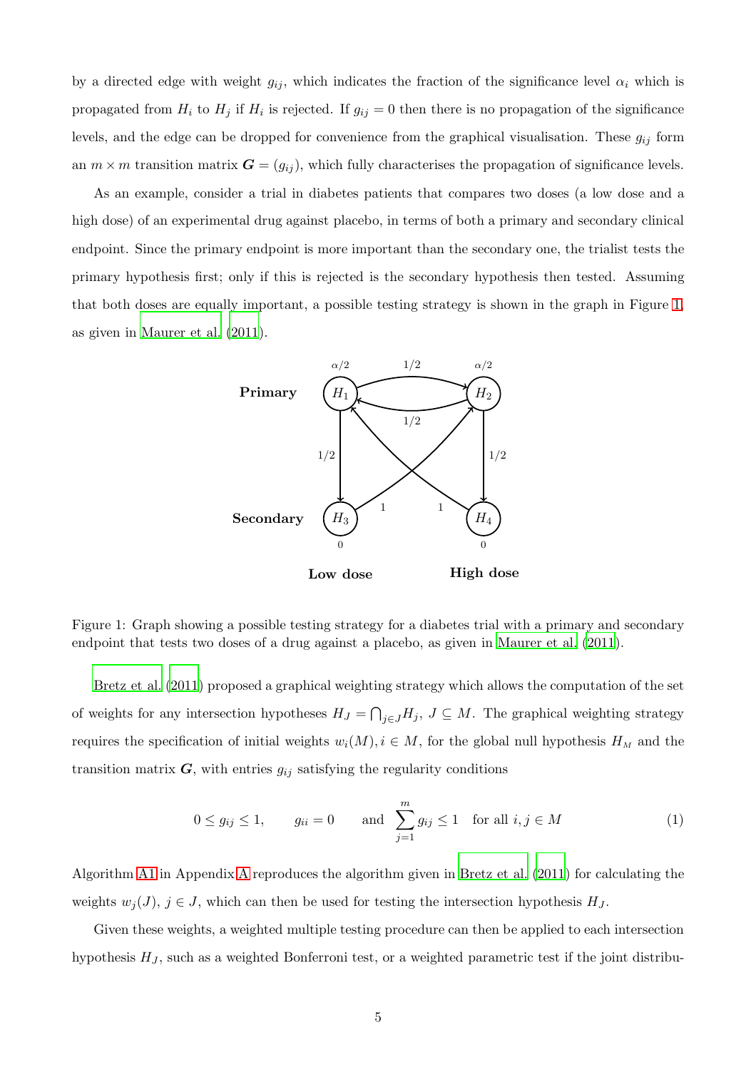by a directed edge with weight $g_{ij}$, which indicates the fraction of the significance level $\alpha_i$ which is propagated from $H_i$ to $H_j$ if $H_i$ is rejected. If $g_{ij} = 0$ then there is no propagation of the significance levels, and the edge can be dropped for convenience from the graphical visualisation. These $g_{ij}$ form an $m \times m$ transition matrix $\boldsymbol{G} = (g_{ij})$, which fully characterises the propagation of significance levels.

As an example, consider a trial in diabetes patients that compares two doses (a low dose and a high dose) of an experimental drug against placebo, in terms of both a primary and secondary clinical endpoint. Since the primary endpoint is more important than the secondary one, the trialist tests the primary hypothesis first; only if this is rejected is the secondary hypothesis then tested. Assuming that both doses are equally important, a possible testing strategy is shown in the graph in Figure 1, as given in Maurer et al. (2011).

Figure 1: Graph showing a possible testing strategy for a diabetes trial with a primary and secondary endpoint that tests two doses of a drug against a placebo, as given in Maurer et al. (2011).

Bretz et al. (2011) proposed a graphical weighting strategy which allows the computation of the set of weights for any intersection hypotheses $H_J = \bigcap_{j \in J} H_j$, $J \subseteq M$. The graphical weighting strategy requires the specification of initial weights $w_i(M), i \in M$, for the global null hypothesis $H_M$ and the transition matrix $\boldsymbol{G}$, with entries $g_{ij}$ satisfying the regularity conditions

$$0 \leq g_{ij} \leq 1, \qquad g_{ii} = 0 \qquad \text{and} \quad \sum_{j=1}^{m} g_{ij} \leq 1 \quad \text{for all } i, j \in M \tag{1}$$

Algorithm A1 in Appendix A reproduces the algorithm given in Bretz et al. (2011) for calculating the weights $w_j(J)$, $j \in J$, which can then be used for testing the intersection hypothesis $H_J$.

Given these weights, a weighted multiple testing procedure can then be applied to each intersection hypothesis $H_J$, such as a weighted Bonferroni test, or a weighted parametric test if the joint distribu-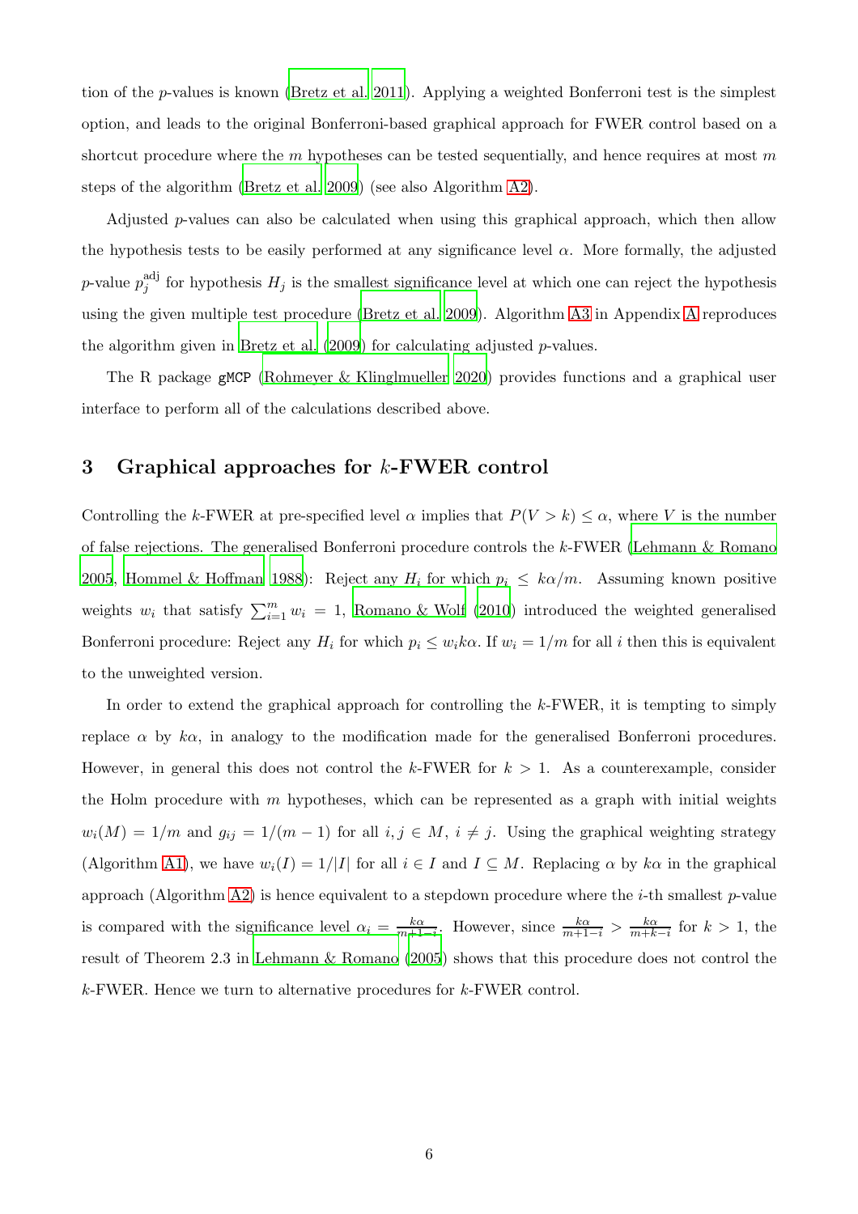tion of the $p$-values is known (Bretz et al. 2011). Applying a weighted Bonferroni test is the simplest option, and leads to the original Bonferroni-based graphical approach for FWER control based on a shortcut procedure where the $m$ hypotheses can be tested sequentially, and hence requires at most $m$ steps of the algorithm (Bretz et al. 2009) (see also Algorithm A2).

Adjusted $p$-values can also be calculated when using this graphical approach, which then allow the hypothesis tests to be easily performed at any significance level $\alpha$. More formally, the adjusted $p$-value $p_j^{\text{adj}}$ for hypothesis $H_j$ is the smallest significance level at which one can reject the hypothesis using the given multiple test procedure (Bretz et al. 2009). Algorithm A3 in Appendix A reproduces the algorithm given in Bretz et al. (2009) for calculating adjusted $p$-values.

The R package `gMCP` (Rohmeyer & Klinglmueller 2020) provides functions and a graphical user interface to perform all of the calculations described above.

## 3 Graphical approaches for $k$-FWER control

Controlling the $k$-FWER at pre-specified level $\alpha$ implies that $P(V > k) \leq \alpha$, where $V$ is the number of false rejections. The generalised Bonferroni procedure controls the $k$-FWER (Lehmann & Romano 2005, Hommel & Hoffman 1988): Reject any $H_i$ for which $p_i \leq k\alpha/m$. Assuming known positive weights $w_i$ that satisfy $\sum_{i=1}^{m} w_i = 1$, Romano & Wolf (2010) introduced the weighted generalised Bonferroni procedure: Reject any $H_i$ for which $p_i \leq w_i k\alpha$. If $w_i = 1/m$ for all $i$ then this is equivalent to the unweighted version.

In order to extend the graphical approach for controlling the $k$-FWER, it is tempting to simply replace $\alpha$ by $k\alpha$, in analogy to the modification made for the generalised Bonferroni procedures. However, in general this does not control the $k$-FWER for $k > 1$. As a counterexample, consider the Holm procedure with $m$ hypotheses, which can be represented as a graph with initial weights $w_i(M) = 1/m$ and $g_{ij} = 1/(m-1)$ for all $i, j \in M$, $i \neq j$. Using the graphical weighting strategy (Algorithm A1), we have $w_i(I) = 1/|I|$ for all $i \in I$ and $I \subseteq M$. Replacing $\alpha$ by $k\alpha$ in the graphical approach (Algorithm A2) is hence equivalent to a stepdown procedure where the $i$-th smallest $p$-value is compared with the significance level $\alpha_i = \frac{k\alpha}{m+1-i}$. However, since $\frac{k\alpha}{m+1-i} > \frac{k\alpha}{m+k-i}$ for $k > 1$, the result of Theorem 2.3 in Lehmann & Romano (2005) shows that this procedure does not control the $k$-FWER. Hence we turn to alternative procedures for $k$-FWER control.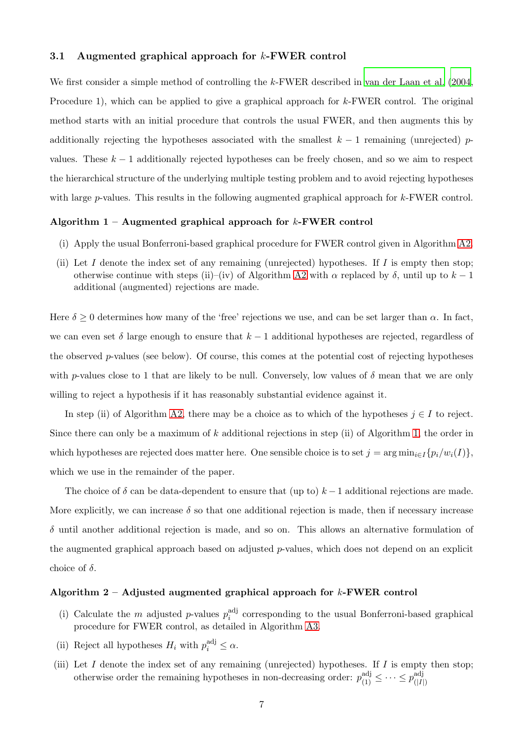### 3.1 Augmented graphical approach for $k$-FWER control

We first consider a simple method of controlling the $k$-FWER described in van der Laan et al. (2004, Procedure 1), which can be applied to give a graphical approach for $k$-FWER control. The original method starts with an initial procedure that controls the usual FWER, and then augments this by additionally rejecting the hypotheses associated with the smallest $k-1$ remaining (unrejected) $p$-values. These $k-1$ additionally rejected hypotheses can be freely chosen, and so we aim to respect the hierarchical structure of the underlying multiple testing problem and to avoid rejecting hypotheses with large $p$-values. This results in the following augmented graphical approach for $k$-FWER control.

**Algorithm 1 – Augmented graphical approach for $k$-FWER control**

(i) Apply the usual Bonferroni-based graphical procedure for FWER control given in Algorithm A2.

(ii) Let $I$ denote the index set of any remaining (unrejected) hypotheses. If $I$ is empty then stop; otherwise continue with steps (ii)–(iv) of Algorithm A2 with $\alpha$ replaced by $\delta$, until up to $k-1$ additional (augmented) rejections are made.

Here $\delta \geq 0$ determines how many of the 'free' rejections we use, and can be set larger than $\alpha$. In fact, we can even set $\delta$ large enough to ensure that $k-1$ additional hypotheses are rejected, regardless of the observed $p$-values (see below). Of course, this comes at the potential cost of rejecting hypotheses with $p$-values close to 1 that are likely to be null. Conversely, low values of $\delta$ mean that we are only willing to reject a hypothesis if it has reasonably substantial evidence against it.

In step (ii) of Algorithm A2, there may be a choice as to which of the hypotheses $j \in I$ to reject. Since there can only be a maximum of $k$ additional rejections in step (ii) of Algorithm 1, the order in which hypotheses are rejected does matter here. One sensible choice is to set $j = \arg\min_{i \in I}\{p_i/w_i(I)\}$, which we use in the remainder of the paper.

The choice of $\delta$ can be data-dependent to ensure that (up to) $k-1$ additional rejections are made. More explicitly, we can increase $\delta$ so that one additional rejection is made, then if necessary increase $\delta$ until another additional rejection is made, and so on. This allows an alternative formulation of the augmented graphical approach based on adjusted $p$-values, which does not depend on an explicit choice of $\delta$.

**Algorithm 2 – Adjusted augmented graphical approach for $k$-FWER control**

(i) Calculate the $m$ adjusted $p$-values $p_i^{\text{adj}}$ corresponding to the usual Bonferroni-based graphical procedure for FWER control, as detailed in Algorithm A3.

(ii) Reject all hypotheses $H_i$ with $p_i^{\text{adj}} \leq \alpha$.

(iii) Let $I$ denote the index set of any remaining (unrejected) hypotheses. If $I$ is empty then stop; otherwise order the remaining hypotheses in non-decreasing order: $p_{(1)}^{\text{adj}} \leq \cdots \leq p_{(|I|)}^{\text{adj}}$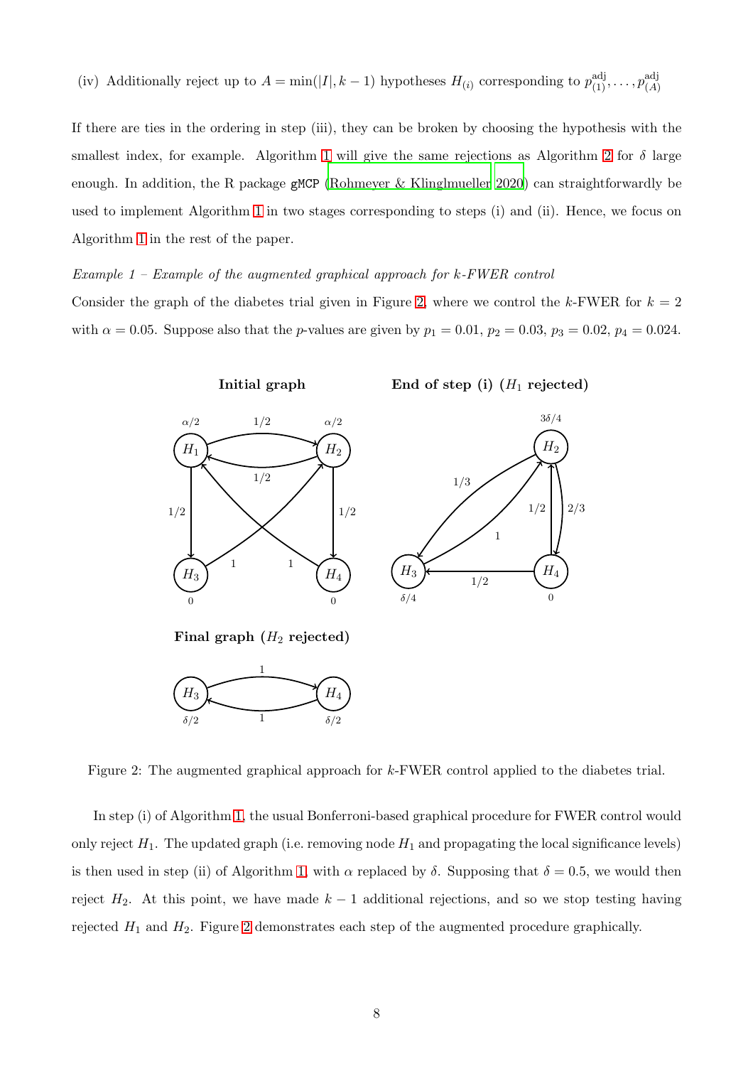(iv) Additionally reject up to $A = \min(|I|, k-1)$ hypotheses $H_{(i)}$ corresponding to $p^{\text{adj}}_{(1)}, \ldots, p^{\text{adj}}_{(A)}$

If there are ties in the ordering in step (iii), they can be broken by choosing the hypothesis with the smallest index, for example. Algorithm 1 will give the same rejections as Algorithm 2 for $\delta$ large enough. In addition, the R package `gMCP` (Rohmeyer & Klinglmueller 2020) can straightforwardly be used to implement Algorithm 1 in two stages corresponding to steps (i) and (ii). Hence, we focus on Algorithm 1 in the rest of the paper.

*Example 1 – Example of the augmented graphical approach for k-FWER control*

Consider the graph of the diabetes trial given in Figure 2, where we control the $k$-FWER for $k = 2$ with $\alpha = 0.05$. Suppose also that the $p$-values are given by $p_1 = 0.01$, $p_2 = 0.03$, $p_3 = 0.02$, $p_4 = 0.024$.

Figure 2: The augmented graphical approach for $k$-FWER control applied to the diabetes trial.

In step (i) of Algorithm 1, the usual Bonferroni-based graphical procedure for FWER control would only reject $H_1$. The updated graph (i.e. removing node $H_1$ and propagating the local significance levels) is then used in step (ii) of Algorithm 1, with $\alpha$ replaced by $\delta$. Supposing that $\delta = 0.5$, we would then reject $H_2$. At this point, we have made $k-1$ additional rejections, and so we stop testing having rejected $H_1$ and $H_2$. Figure 2 demonstrates each step of the augmented procedure graphically.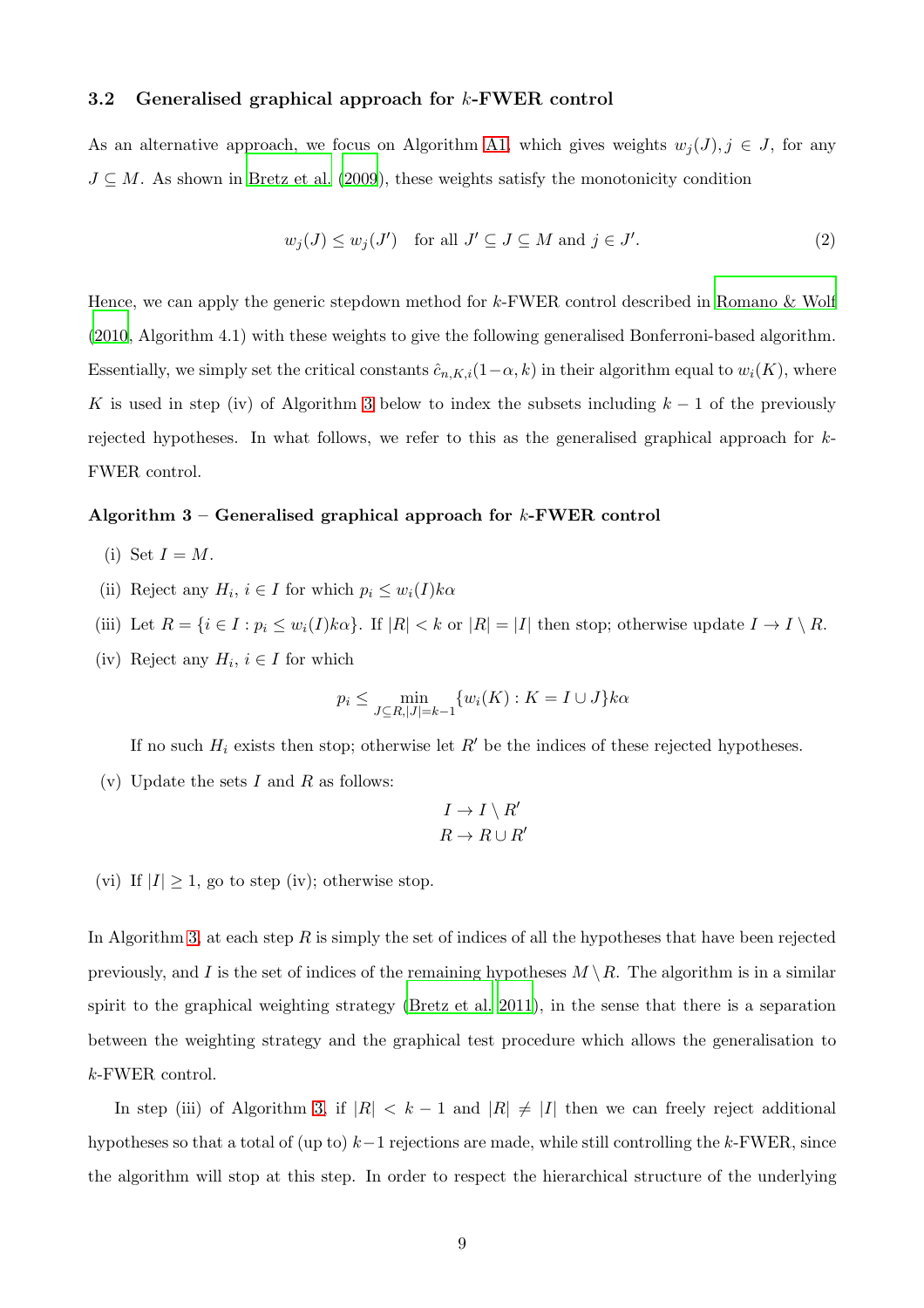### 3.2 Generalised graphical approach for $k$-FWER control

As an alternative approach, we focus on Algorithm A1, which gives weights $w_j(J), j \in J$, for any $J \subseteq M$. As shown in Bretz et al. (2009), these weights satisfy the monotonicity condition

$$w_j(J) \leq w_j(J') \quad \text{for all } J' \subseteq J \subseteq M \text{ and } j \in J'. \tag{2}$$

Hence, we can apply the generic stepdown method for $k$-FWER control described in Romano & Wolf (2010, Algorithm 4.1) with these weights to give the following generalised Bonferroni-based algorithm. Essentially, we simply set the critical constants $\hat{c}_{n,K,i}(1-\alpha, k)$ in their algorithm equal to $w_i(K)$, where $K$ is used in step (iv) of Algorithm 3 below to index the subsets including $k-1$ of the previously rejected hypotheses. In what follows, we refer to this as the generalised graphical approach for $k$-FWER control.

**Algorithm 3 – Generalised graphical approach for $k$-FWER control**

(i) Set $I = M$.

(ii) Reject any $H_i$, $i \in I$ for which $p_i \leq w_i(I)k\alpha$

(iii) Let $R = \{i \in I : p_i \leq w_i(I)k\alpha\}$. If $|R| < k$ or $|R| = |I|$ then stop; otherwise update $I \to I \setminus R$.

(iv) Reject any $H_i$, $i \in I$ for which

$$p_i \leq \min_{J \subseteq R, |J|=k-1} \{w_i(K) : K = I \cup J\} k\alpha$$

If no such $H_i$ exists then stop; otherwise let $R'$ be the indices of these rejected hypotheses.

(v) Update the sets $I$ and $R$ as follows:

$$I \to I \setminus R'$$
$$R \to R \cup R'$$

(vi) If $|I| \geq 1$, go to step (iv); otherwise stop.

In Algorithm 3, at each step $R$ is simply the set of indices of all the hypotheses that have been rejected previously, and $I$ is the set of indices of the remaining hypotheses $M \setminus R$. The algorithm is in a similar spirit to the graphical weighting strategy (Bretz et al. 2011), in the sense that there is a separation between the weighting strategy and the graphical test procedure which allows the generalisation to $k$-FWER control.

In step (iii) of Algorithm 3, if $|R| < k - 1$ and $|R| \neq |I|$ then we can freely reject additional hypotheses so that a total of (up to) $k-1$ rejections are made, while still controlling the $k$-FWER, since the algorithm will stop at this step. In order to respect the hierarchical structure of the underlying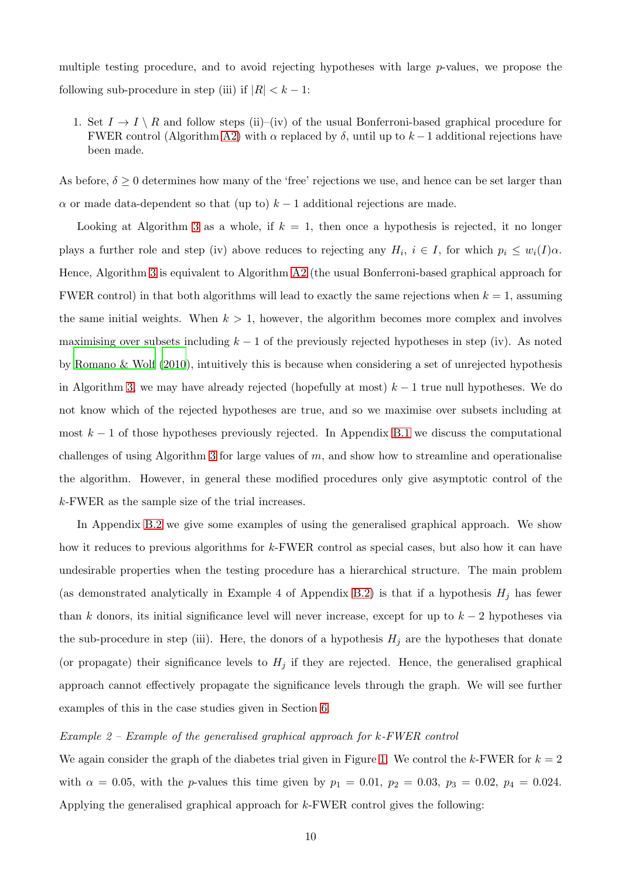multiple testing procedure, and to avoid rejecting hypotheses with large $p$-values, we propose the following sub-procedure in step (iii) if $|R| < k - 1$:

1. Set $I \to I \setminus R$ and follow steps (ii)–(iv) of the usual Bonferroni-based graphical procedure for FWER control (Algorithm A2) with $\alpha$ replaced by $\delta$, until up to $k-1$ additional rejections have been made.

As before, $\delta \geq 0$ determines how many of the 'free' rejections we use, and hence can be set larger than $\alpha$ or made data-dependent so that (up to) $k - 1$ additional rejections are made.

Looking at Algorithm 3 as a whole, if $k = 1$, then once a hypothesis is rejected, it no longer plays a further role and step (iv) above reduces to rejecting any $H_i$, $i \in I$, for which $p_i \leq w_i(I)\alpha$. Hence, Algorithm 3 is equivalent to Algorithm A2 (the usual Bonferroni-based graphical approach for FWER control) in that both algorithms will lead to exactly the same rejections when $k = 1$, assuming the same initial weights. When $k > 1$, however, the algorithm becomes more complex and involves maximising over subsets including $k - 1$ of the previously rejected hypotheses in step (iv). As noted by Romano & Wolf (2010), intuitively this is because when considering a set of unrejected hypothesis in Algorithm 3, we may have already rejected (hopefully at most) $k - 1$ true null hypotheses. We do not know which of the rejected hypotheses are true, and so we maximise over subsets including at most $k - 1$ of those hypotheses previously rejected. In Appendix B.1 we discuss the computational challenges of using Algorithm 3 for large values of $m$, and show how to streamline and operationalise the algorithm. However, in general these modified procedures only give asymptotic control of the $k$-FWER as the sample size of the trial increases.

In Appendix B.2 we give some examples of using the generalised graphical approach. We show how it reduces to previous algorithms for $k$-FWER control as special cases, but also how it can have undesirable properties when the testing procedure has a hierarchical structure. The main problem (as demonstrated analytically in Example 4 of Appendix B.2) is that if a hypothesis $H_j$ has fewer than $k$ donors, its initial significance level will never increase, except for up to $k - 2$ hypotheses via the sub-procedure in step (iii). Here, the donors of a hypothesis $H_j$ are the hypotheses that donate (or propagate) their significance levels to $H_j$ if they are rejected. Hence, the generalised graphical approach cannot effectively propagate the significance levels through the graph. We will see further examples of this in the case studies given in Section 6.

*Example 2 – Example of the generalised graphical approach for k-FWER control*

We again consider the graph of the diabetes trial given in Figure 1. We control the $k$-FWER for $k = 2$ with $\alpha = 0.05$, with the $p$-values this time given by $p_1 = 0.01$, $p_2 = 0.03$, $p_3 = 0.02$, $p_4 = 0.024$. Applying the generalised graphical approach for $k$-FWER control gives the following: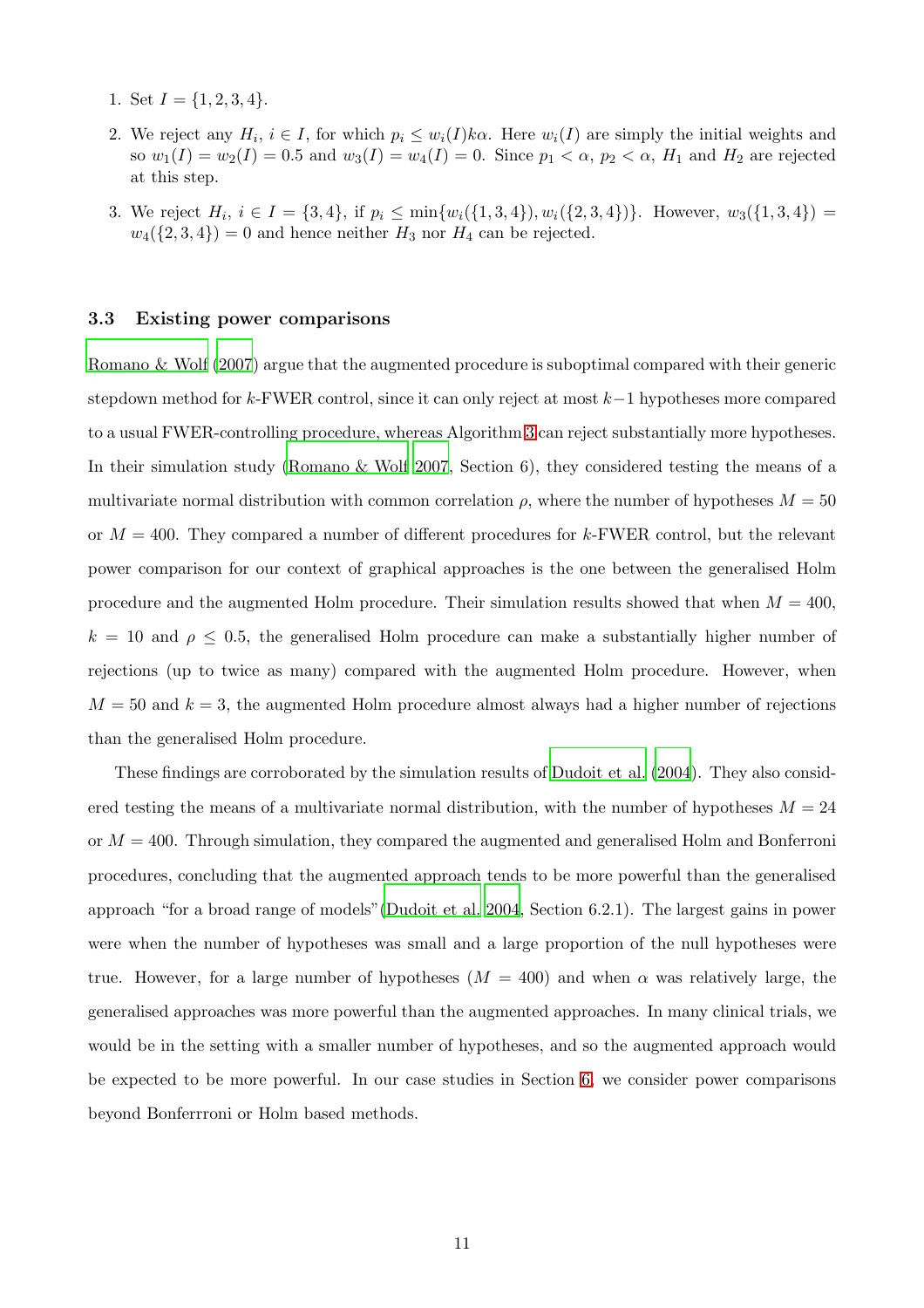1. Set $I = \{1, 2, 3, 4\}$.
2. We reject any $H_i$, $i \in I$, for which $p_i \leq w_i(I)k\alpha$. Here $w_i(I)$ are simply the initial weights and so $w_1(I) = w_2(I) = 0.5$ and $w_3(I) = w_4(I) = 0$. Since $p_1 < \alpha$, $p_2 < \alpha$, $H_1$ and $H_2$ are rejected at this step.
3. We reject $H_i$, $i \in I = \{3, 4\}$, if $p_i \leq \min\{w_i(\{1, 3, 4\}), w_i(\{2, 3, 4\})\}$. However, $w_3(\{1, 3, 4\}) = w_4(\{2, 3, 4\}) = 0$ and hence neither $H_3$ nor $H_4$ can be rejected.

### 3.3 Existing power comparisons

Romano & Wolf (2007) argue that the augmented procedure is suboptimal compared with their generic stepdown method for $k$-FWER control, since it can only reject at most $k-1$ hypotheses more compared to a usual FWER-controlling procedure, whereas Algorithm 3 can reject substantially more hypotheses. In their simulation study (Romano & Wolf 2007, Section 6), they considered testing the means of a multivariate normal distribution with common correlation $\rho$, where the number of hypotheses $M = 50$ or $M = 400$. They compared a number of different procedures for $k$-FWER control, but the relevant power comparison for our context of graphical approaches is the one between the generalised Holm procedure and the augmented Holm procedure. Their simulation results showed that when $M = 400$, $k = 10$ and $\rho \leq 0.5$, the generalised Holm procedure can make a substantially higher number of rejections (up to twice as many) compared with the augmented Holm procedure. However, when $M = 50$ and $k = 3$, the augmented Holm procedure almost always had a higher number of rejections than the generalised Holm procedure.

These findings are corroborated by the simulation results of Dudoit et al. (2004). They also considered testing the means of a multivariate normal distribution, with the number of hypotheses $M = 24$ or $M = 400$. Through simulation, they compared the augmented and generalised Holm and Bonferroni procedures, concluding that the augmented approach tends to be more powerful than the generalised approach "for a broad range of models"(Dudoit et al. 2004, Section 6.2.1). The largest gains in power were when the number of hypotheses was small and a large proportion of the null hypotheses were true. However, for a large number of hypotheses ($M = 400$) and when $\alpha$ was relatively large, the generalised approaches was more powerful than the augmented approaches. In many clinical trials, we would be in the setting with a smaller number of hypotheses, and so the augmented approach would be expected to be more powerful. In our case studies in Section 6, we consider power comparisons beyond Bonferrroni or Holm based methods.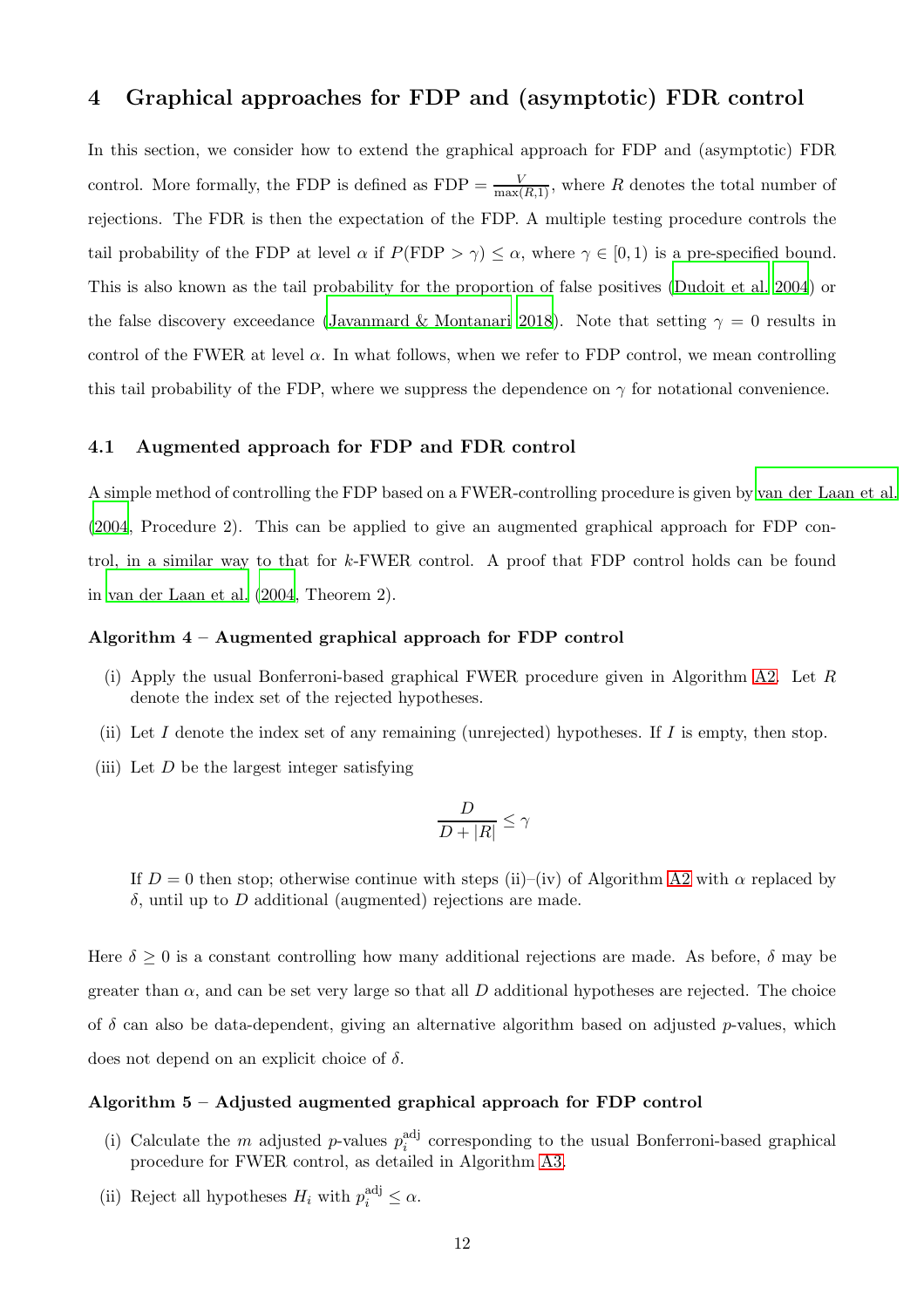## 4 Graphical approaches for FDP and (asymptotic) FDR control

In this section, we consider how to extend the graphical approach for FDP and (asymptotic) FDR control. More formally, the FDP is defined as $\text{FDP} = \frac{V}{\max(R,1)}$, where $R$ denotes the total number of rejections. The FDR is then the expectation of the FDP. A multiple testing procedure controls the tail probability of the FDP at level $\alpha$ if $P(\text{FDP} > \gamma) \leq \alpha$, where $\gamma \in [0, 1)$ is a pre-specified bound. This is also known as the tail probability for the proportion of false positives (Dudoit et al. 2004) or the false discovery exceedance (Javanmard & Montanari 2018). Note that setting $\gamma = 0$ results in control of the FWER at level $\alpha$. In what follows, when we refer to FDP control, we mean controlling this tail probability of the FDP, where we suppress the dependence on $\gamma$ for notational convenience.

### 4.1 Augmented approach for FDP and FDR control

A simple method of controlling the FDP based on a FWER-controlling procedure is given by van der Laan et al. (2004, Procedure 2). This can be applied to give an augmented graphical approach for FDP control, in a similar way to that for $k$-FWER control. A proof that FDP control holds can be found in van der Laan et al. (2004, Theorem 2).

**Algorithm 4 – Augmented graphical approach for FDP control**

(i) Apply the usual Bonferroni-based graphical FWER procedure given in Algorithm A2. Let $R$ denote the index set of the rejected hypotheses.

(ii) Let $I$ denote the index set of any remaining (unrejected) hypotheses. If $I$ is empty, then stop.

(iii) Let $D$ be the largest integer satisfying

$$\frac{D}{D + |R|} \leq \gamma$$

If $D = 0$ then stop; otherwise continue with steps (ii)–(iv) of Algorithm A2 with $\alpha$ replaced by $\delta$, until up to $D$ additional (augmented) rejections are made.

Here $\delta \geq 0$ is a constant controlling how many additional rejections are made. As before, $\delta$ may be greater than $\alpha$, and can be set very large so that all $D$ additional hypotheses are rejected. The choice of $\delta$ can also be data-dependent, giving an alternative algorithm based on adjusted $p$-values, which does not depend on an explicit choice of $\delta$.

**Algorithm 5 – Adjusted augmented graphical approach for FDP control**

(i) Calculate the $m$ adjusted $p$-values $p_i^{\text{adj}}$ corresponding to the usual Bonferroni-based graphical procedure for FWER control, as detailed in Algorithm A3.

(ii) Reject all hypotheses $H_i$ with $p_i^{\text{adj}} \leq \alpha$.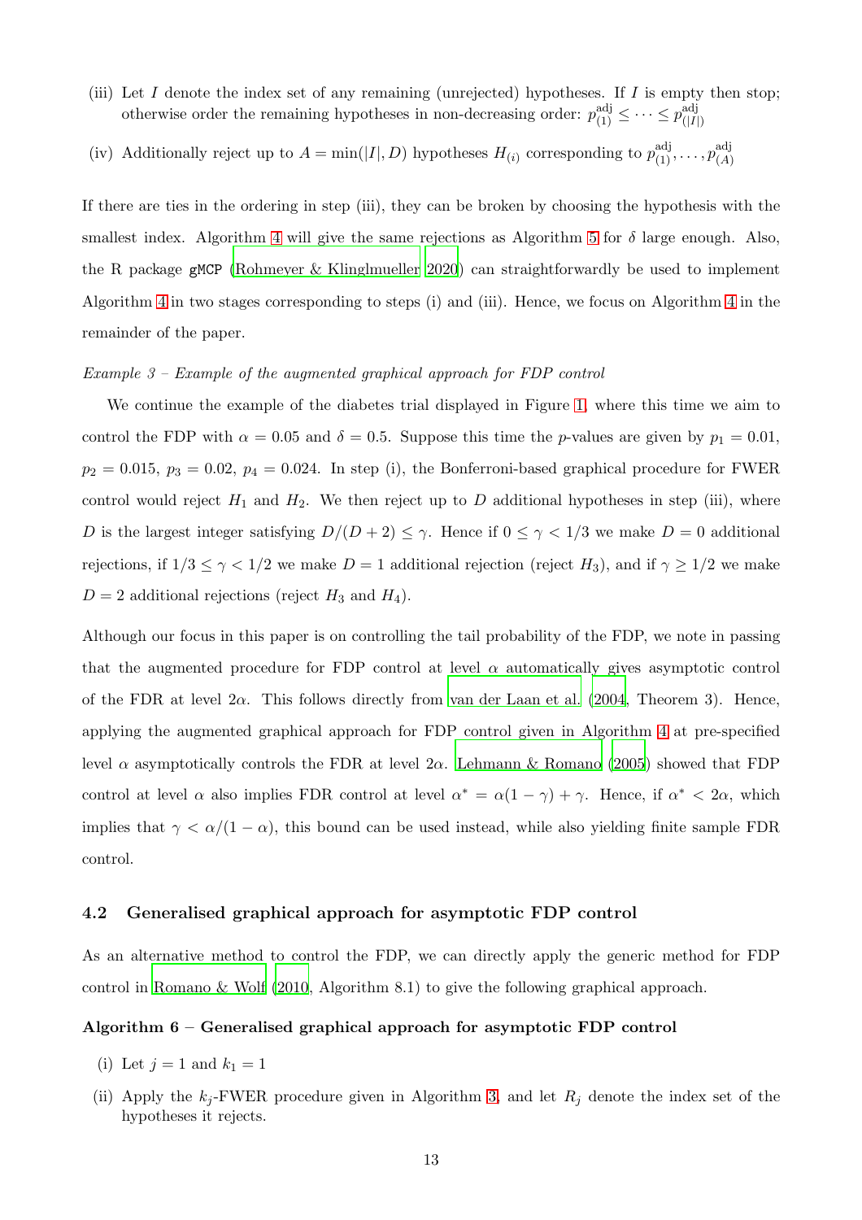(iii) Let $I$ denote the index set of any remaining (unrejected) hypotheses. If $I$ is empty then stop; otherwise order the remaining hypotheses in non-decreasing order: $p^{\text{adj}}_{(1)} \leq \cdots \leq p^{\text{adj}}_{(|I|)}$

(iv) Additionally reject up to $A = \min(|I|, D)$ hypotheses $H_{(i)}$ corresponding to $p^{\text{adj}}_{(1)}, \ldots, p^{\text{adj}}_{(A)}$

If there are ties in the ordering in step (iii), they can be broken by choosing the hypothesis with the smallest index. Algorithm 4 will give the same rejections as Algorithm 5 for $\delta$ large enough. Also, the R package `gMCP` (Rohmeyer & Klinglmueller 2020) can straightforwardly be used to implement Algorithm 4 in two stages corresponding to steps (i) and (iii). Hence, we focus on Algorithm 4 in the remainder of the paper.

*Example 3 – Example of the augmented graphical approach for FDP control*

We continue the example of the diabetes trial displayed in Figure 1, where this time we aim to control the FDP with $\alpha = 0.05$ and $\delta = 0.5$. Suppose this time the $p$-values are given by $p_1 = 0.01$, $p_2 = 0.015$, $p_3 = 0.02$, $p_4 = 0.024$. In step (i), the Bonferroni-based graphical procedure for FWER control would reject $H_1$ and $H_2$. We then reject up to $D$ additional hypotheses in step (iii), where $D$ is the largest integer satisfying $D/(D + 2) \leq \gamma$. Hence if $0 \leq \gamma < 1/3$ we make $D = 0$ additional rejections, if $1/3 \leq \gamma < 1/2$ we make $D = 1$ additional rejection (reject $H_3$), and if $\gamma \geq 1/2$ we make $D = 2$ additional rejections (reject $H_3$ and $H_4$).

Although our focus in this paper is on controlling the tail probability of the FDP, we note in passing that the augmented procedure for FDP control at level $\alpha$ automatically gives asymptotic control of the FDR at level $2\alpha$. This follows directly from van der Laan et al. (2004, Theorem 3). Hence, applying the augmented graphical approach for FDP control given in Algorithm 4 at pre-specified level $\alpha$ asymptotically controls the FDR at level $2\alpha$. Lehmann & Romano (2005) showed that FDP control at level $\alpha$ also implies FDR control at level $\alpha^* = \alpha(1 - \gamma) + \gamma$. Hence, if $\alpha^* < 2\alpha$, which implies that $\gamma < \alpha/(1 - \alpha)$, this bound can be used instead, while also yielding finite sample FDR control.

## 4.2 Generalised graphical approach for asymptotic FDP control

As an alternative method to control the FDP, we can directly apply the generic method for FDP control in Romano & Wolf (2010, Algorithm 8.1) to give the following graphical approach.

**Algorithm 6 – Generalised graphical approach for asymptotic FDP control**

(i) Let $j = 1$ and $k_1 = 1$

(ii) Apply the $k_j$-FWER procedure given in Algorithm 3, and let $R_j$ denote the index set of the hypotheses it rejects.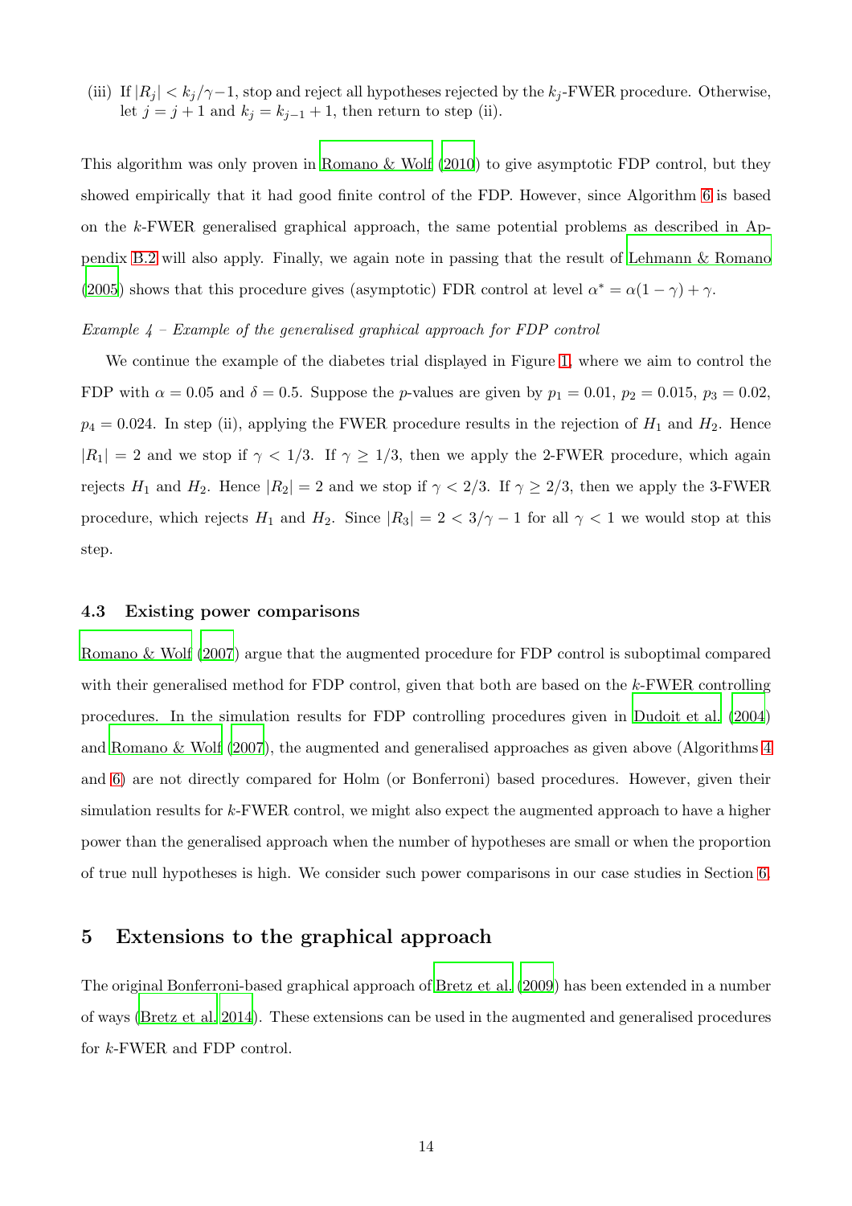(iii) If $|R_j| < k_j/\gamma - 1$, stop and reject all hypotheses rejected by the $k_j$-FWER procedure. Otherwise, let $j = j+1$ and $k_j = k_{j-1} + 1$, then return to step (ii).

This algorithm was only proven in Romano & Wolf (2010) to give asymptotic FDP control, but they showed empirically that it had good finite control of the FDP. However, since Algorithm 6 is based on the $k$-FWER generalised graphical approach, the same potential problems as described in Appendix B.2 will also apply. Finally, we again note in passing that the result of Lehmann & Romano (2005) shows that this procedure gives (asymptotic) FDR control at level $\alpha^* = \alpha(1-\gamma) + \gamma$.

*Example 4 – Example of the generalised graphical approach for FDP control*

We continue the example of the diabetes trial displayed in Figure 1, where we aim to control the FDP with $\alpha = 0.05$ and $\delta = 0.5$. Suppose the $p$-values are given by $p_1 = 0.01$, $p_2 = 0.015$, $p_3 = 0.02$, $p_4 = 0.024$. In step (ii), applying the FWER procedure results in the rejection of $H_1$ and $H_2$. Hence $|R_1| = 2$ and we stop if $\gamma < 1/3$. If $\gamma \geq 1/3$, then we apply the 2-FWER procedure, which again rejects $H_1$ and $H_2$. Hence $|R_2| = 2$ and we stop if $\gamma < 2/3$. If $\gamma \geq 2/3$, then we apply the 3-FWER procedure, which rejects $H_1$ and $H_2$. Since $|R_3| = 2 < 3/\gamma - 1$ for all $\gamma < 1$ we would stop at this step.

### 4.3 Existing power comparisons

Romano & Wolf (2007) argue that the augmented procedure for FDP control is suboptimal compared with their generalised method for FDP control, given that both are based on the $k$-FWER controlling procedures. In the simulation results for FDP controlling procedures given in Dudoit et al. (2004) and Romano & Wolf (2007), the augmented and generalised approaches as given above (Algorithms 4 and 6) are not directly compared for Holm (or Bonferroni) based procedures. However, given their simulation results for $k$-FWER control, we might also expect the augmented approach to have a higher power than the generalised approach when the number of hypotheses are small or when the proportion of true null hypotheses is high. We consider such power comparisons in our case studies in Section 6.

## 5 Extensions to the graphical approach

The original Bonferroni-based graphical approach of Bretz et al. (2009) has been extended in a number of ways (Bretz et al. 2014). These extensions can be used in the augmented and generalised procedures for $k$-FWER and FDP control.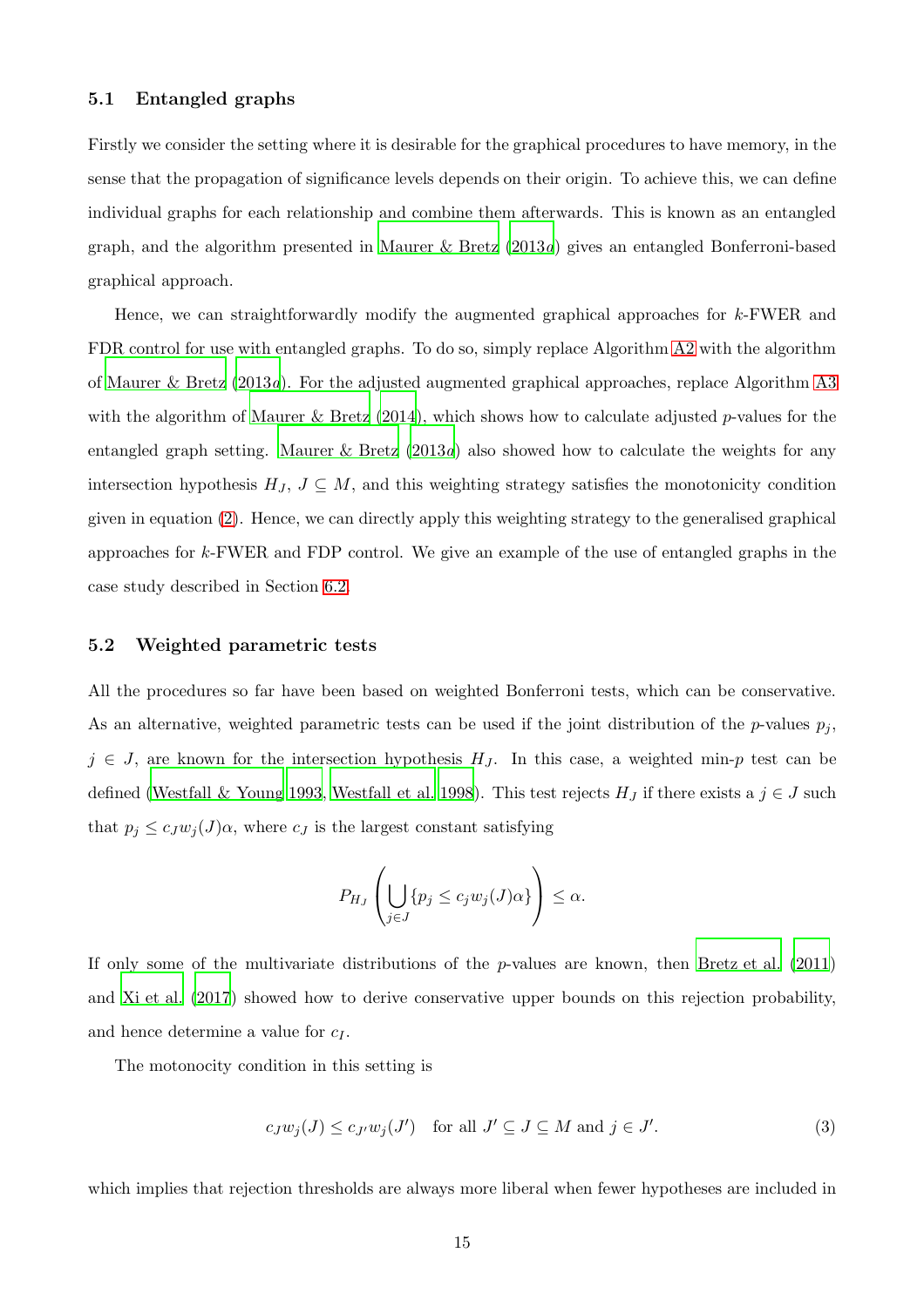### 5.1 Entangled graphs

Firstly we consider the setting where it is desirable for the graphical procedures to have memory, in the sense that the propagation of significance levels depends on their origin. To achieve this, we can define individual graphs for each relationship and combine them afterwards. This is known as an entangled graph, and the algorithm presented in Maurer & Bretz (2013*a*) gives an entangled Bonferroni-based graphical approach.

Hence, we can straightforwardly modify the augmented graphical approaches for $k$-FWER and FDR control for use with entangled graphs. To do so, simply replace Algorithm A2 with the algorithm of Maurer & Bretz (2013*a*). For the adjusted augmented graphical approaches, replace Algorithm A3 with the algorithm of Maurer & Bretz (2014), which shows how to calculate adjusted $p$-values for the entangled graph setting. Maurer & Bretz (2013*a*) also showed how to calculate the weights for any intersection hypothesis $H_J$, $J \subseteq M$, and this weighting strategy satisfies the monotonicity condition given in equation (2). Hence, we can directly apply this weighting strategy to the generalised graphical approaches for $k$-FWER and FDP control. We give an example of the use of entangled graphs in the case study described in Section 6.2.

### 5.2 Weighted parametric tests

All the procedures so far have been based on weighted Bonferroni tests, which can be conservative. As an alternative, weighted parametric tests can be used if the joint distribution of the $p$-values $p_j$, $j \in J$, are known for the intersection hypothesis $H_J$. In this case, a weighted min-$p$ test can be defined (Westfall & Young 1993, Westfall et al. 1998). This test rejects $H_J$ if there exists a $j \in J$ such that $p_j \leq c_J w_j(J)\alpha$, where $c_J$ is the largest constant satisfying

$$P_{H_J}\left(\bigcup_{j \in J} \{p_j \leq c_j w_j(J)\alpha\}\right) \leq \alpha.$$

If only some of the multivariate distributions of the $p$-values are known, then Bretz et al. (2011) and Xi et al. (2017) showed how to derive conservative upper bounds on this rejection probability, and hence determine a value for $c_I$.

The motonocity condition in this setting is

$$c_J w_j(J) \leq c_{J'} w_j(J') \quad \text{for all } J' \subseteq J \subseteq M \text{ and } j \in J'. \tag{3}$$

which implies that rejection thresholds are always more liberal when fewer hypotheses are included in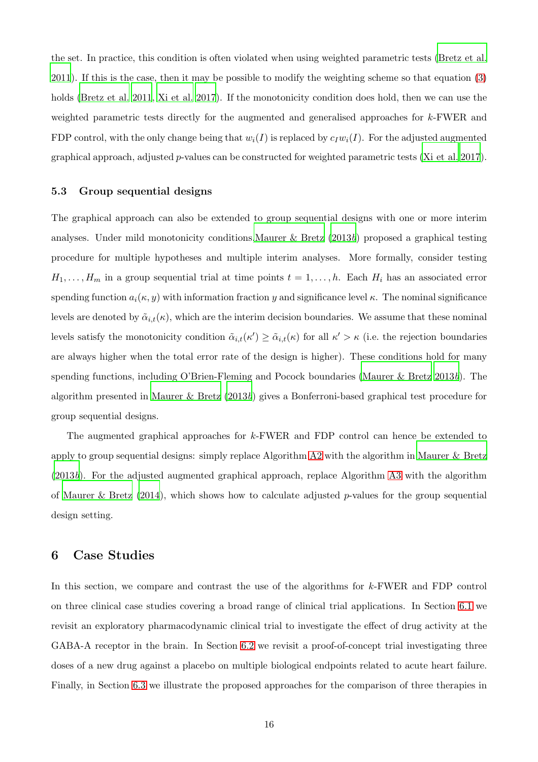the set. In practice, this condition is often violated when using weighted parametric tests (Bretz et al. 2011). If this is the case, then it may be possible to modify the weighting scheme so that equation (3) holds (Bretz et al. 2011, Xi et al. 2017). If the monotonicity condition does hold, then we can use the weighted parametric tests directly for the augmented and generalised approaches for $k$-FWER and FDP control, with the only change being that $w_i(I)$ is replaced by $c_I w_i(I)$. For the adjusted augmented graphical approach, adjusted $p$-values can be constructed for weighted parametric tests (Xi et al. 2017).

### 5.3 Group sequential designs

The graphical approach can also be extended to group sequential designs with one or more interim analyses. Under mild monotonicity conditions Maurer & Bretz (2013*b*) proposed a graphical testing procedure for multiple hypotheses and multiple interim analyses. More formally, consider testing $H_1, \ldots, H_m$ in a group sequential trial at time points $t = 1, \ldots, h$. Each $H_i$ has an associated error spending function $a_i(\kappa, y)$ with information fraction $y$ and significance level $\kappa$. The nominal significance levels are denoted by $\tilde{\alpha}_{i,t}(\kappa)$, which are the interim decision boundaries. We assume that these nominal levels satisfy the monotonicity condition $\tilde{\alpha}_{i,t}(\kappa') \geq \tilde{\alpha}_{i,t}(\kappa)$ for all $\kappa' > \kappa$ (i.e. the rejection boundaries are always higher when the total error rate of the design is higher). These conditions hold for many spending functions, including O'Brien-Fleming and Pocock boundaries (Maurer & Bretz 2013*b*). The algorithm presented in Maurer & Bretz (2013*b*) gives a Bonferroni-based graphical test procedure for group sequential designs.

The augmented graphical approaches for $k$-FWER and FDP control can hence be extended to apply to group sequential designs: simply replace Algorithm A2 with the algorithm in Maurer & Bretz (2013*b*). For the adjusted augmented graphical approach, replace Algorithm A3 with the algorithm of Maurer & Bretz (2014), which shows how to calculate adjusted $p$-values for the group sequential design setting.

## 6 Case Studies

In this section, we compare and contrast the use of the algorithms for $k$-FWER and FDP control on three clinical case studies covering a broad range of clinical trial applications. In Section 6.1 we revisit an exploratory pharmacodynamic clinical trial to investigate the effect of drug activity at the GABA-A receptor in the brain. In Section 6.2 we revisit a proof-of-concept trial investigating three doses of a new drug against a placebo on multiple biological endpoints related to acute heart failure. Finally, in Section 6.3 we illustrate the proposed approaches for the comparison of three therapies in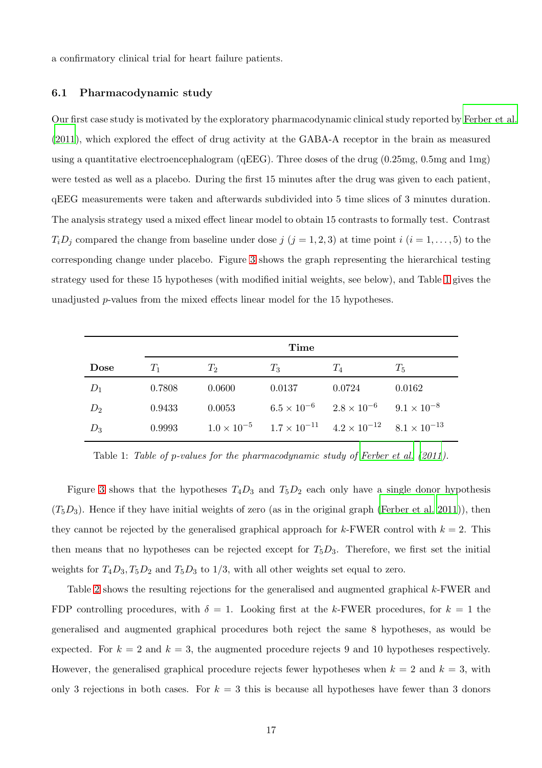a confirmatory clinical trial for heart failure patients.

### 6.1 Pharmacodynamic study

Our first case study is motivated by the exploratory pharmacodynamic clinical study reported by Ferber et al. (2011), which explored the effect of drug activity at the GABA-A receptor in the brain as measured using a quantitative electroencephalogram (qEEG). Three doses of the drug (0.25mg, 0.5mg and 1mg) were tested as well as a placebo. During the first 15 minutes after the drug was given to each patient, qEEG measurements were taken and afterwards subdivided into 5 time slices of 3 minutes duration. The analysis strategy used a mixed effect linear model to obtain 15 contrasts to formally test. Contrast $T_iD_j$ compared the change from baseline under dose $j$ ($j = 1, 2, 3$) at time point $i$ ($i = 1, \dots, 5$) to the corresponding change under placebo. Figure 3 shows the graph representing the hierarchical testing strategy used for these 15 hypotheses (with modified initial weights, see below), and Table 1 gives the unadjusted $p$-values from the mixed effects linear model for the 15 hypotheses.

| | Time | | | | |
|---|---|---|---|---|---|
| **Dose** | $T_1$ | $T_2$ | $T_3$ | $T_4$ | $T_5$ |
| $D_1$ | 0.7808 | 0.0600 | 0.0137 | 0.0724 | 0.0162 |
| $D_2$ | 0.9433 | 0.0053 | $6.5 \times 10^{-6}$ | $2.8 \times 10^{-6}$ | $9.1 \times 10^{-8}$ |
| $D_3$ | 0.9993 | $1.0 \times 10^{-5}$ | $1.7 \times 10^{-11}$ | $4.2 \times 10^{-12}$ | $8.1 \times 10^{-13}$ |

Table 1: *Table of p-values for the pharmacodynamic study of Ferber et al. (2011).*

Figure 3 shows that the hypotheses $T_4D_3$ and $T_5D_2$ each only have a single donor hypothesis ($T_5D_3$). Hence if they have initial weights of zero (as in the original graph (Ferber et al. 2011)), then they cannot be rejected by the generalised graphical approach for $k$-FWER control with $k = 2$. This then means that no hypotheses can be rejected except for $T_5D_3$. Therefore, we first set the initial weights for $T_4D_3, T_5D_2$ and $T_5D_3$ to 1/3, with all other weights set equal to zero.

Table 2 shows the resulting rejections for the generalised and augmented graphical $k$-FWER and FDP controlling procedures, with $\delta = 1$. Looking first at the $k$-FWER procedures, for $k = 1$ the generalised and augmented graphical procedures both reject the same 8 hypotheses, as would be expected. For $k = 2$ and $k = 3$, the augmented procedure rejects 9 and 10 hypotheses respectively. However, the generalised graphical procedure rejects fewer hypotheses when $k = 2$ and $k = 3$, with only 3 rejections in both cases. For $k = 3$ this is because all hypotheses have fewer than 3 donors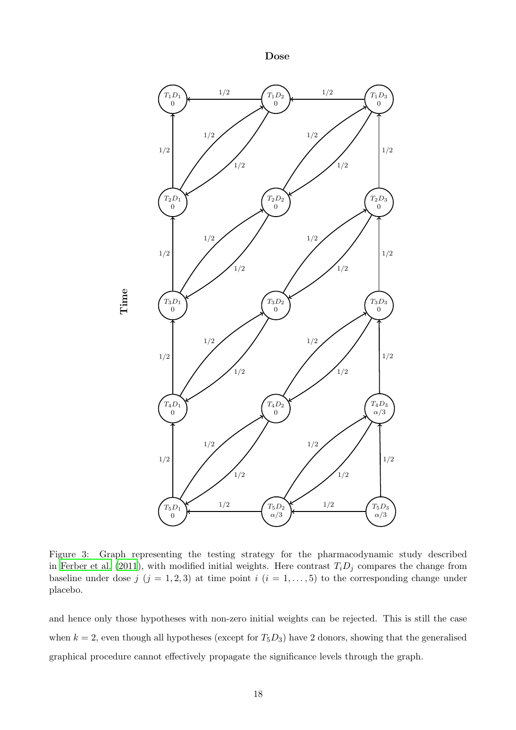Figure 3: Graph representing the testing strategy for the pharmacodynamic study described in Ferber et al. (2011), with modified initial weights. Here contrast $T_iD_j$ compares the change from baseline under dose $j$ $(j = 1, 2, 3)$ at time point $i$ $(i = 1, \ldots, 5)$ to the corresponding change under placebo.

and hence only those hypotheses with non-zero initial weights can be rejected. This is still the case when $k = 2$, even though all hypotheses (except for $T_5D_3$) have 2 donors, showing that the generalised graphical procedure cannot effectively propagate the significance levels through the graph.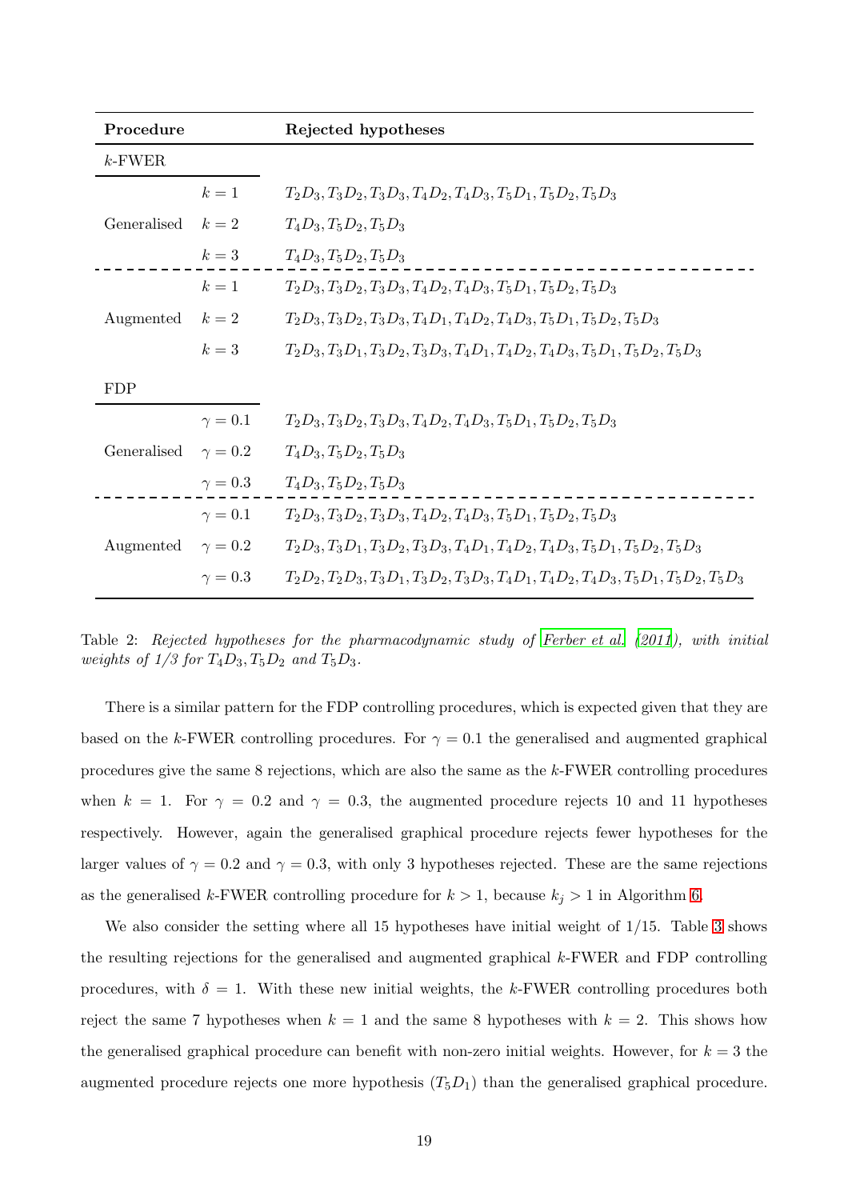| Procedure | | Rejected hypotheses |
|---|---|---|
| $k$-FWER | | |
| Generalised | $k = 1$ | $T_2D_3, T_3D_2, T_3D_3, T_4D_2, T_4D_3, T_5D_1, T_5D_2, T_5D_3$ |
| | $k = 2$ | $T_4D_3, T_5D_2, T_5D_3$ |
| | $k = 3$ | $T_4D_3, T_5D_2, T_5D_3$ |
| Augmented | $k = 1$ | $T_2D_3, T_3D_2, T_3D_3, T_4D_2, T_4D_3, T_5D_1, T_5D_2, T_5D_3$ |
| | $k = 2$ | $T_2D_3, T_3D_2, T_3D_3, T_4D_1, T_4D_2, T_4D_3, T_5D_1, T_5D_2, T_5D_3$ |
| | $k = 3$ | $T_2D_3, T_3D_1, T_3D_2, T_3D_3, T_4D_1, T_4D_2, T_4D_3, T_5D_1, T_5D_2, T_5D_3$ |
| FDP | | |
| Generalised | $\gamma = 0.1$ | $T_2D_3, T_3D_2, T_3D_3, T_4D_2, T_4D_3, T_5D_1, T_5D_2, T_5D_3$ |
| | $\gamma = 0.2$ | $T_4D_3, T_5D_2, T_5D_3$ |
| | $\gamma = 0.3$ | $T_4D_3, T_5D_2, T_5D_3$ |
| Augmented | $\gamma = 0.1$ | $T_2D_3, T_3D_2, T_3D_3, T_4D_2, T_4D_3, T_5D_1, T_5D_2, T_5D_3$ |
| | $\gamma = 0.2$ | $T_2D_3, T_3D_1, T_3D_2, T_3D_3, T_4D_1, T_4D_2, T_4D_3, T_5D_1, T_5D_2, T_5D_3$ |
| | $\gamma = 0.3$ | $T_2D_2, T_2D_3, T_3D_1, T_3D_2, T_3D_3, T_4D_1, T_4D_2, T_4D_3, T_5D_1, T_5D_2, T_5D_3$ |

Table 2: *Rejected hypotheses for the pharmacodynamic study of Ferber et al. (2011), with initial weights of 1/3 for $T_4D_3, T_5D_2$ and $T_5D_3$.*

There is a similar pattern for the FDP controlling procedures, which is expected given that they are based on the $k$-FWER controlling procedures. For $\gamma = 0.1$ the generalised and augmented graphical procedures give the same 8 rejections, which are also the same as the $k$-FWER controlling procedures when $k = 1$. For $\gamma = 0.2$ and $\gamma = 0.3$, the augmented procedure rejects 10 and 11 hypotheses respectively. However, again the generalised graphical procedure rejects fewer hypotheses for the larger values of $\gamma = 0.2$ and $\gamma = 0.3$, with only 3 hypotheses rejected. These are the same rejections as the generalised $k$-FWER controlling procedure for $k > 1$, because $k_j > 1$ in Algorithm 6.

We also consider the setting where all 15 hypotheses have initial weight of 1/15. Table 3 shows the resulting rejections for the generalised and augmented graphical $k$-FWER and FDP controlling procedures, with $\delta = 1$. With these new initial weights, the $k$-FWER controlling procedures both reject the same 7 hypotheses when $k = 1$ and the same 8 hypotheses with $k = 2$. This shows how the generalised graphical procedure can benefit with non-zero initial weights. However, for $k = 3$ the augmented procedure rejects one more hypothesis ($T_5D_1$) than the generalised graphical procedure.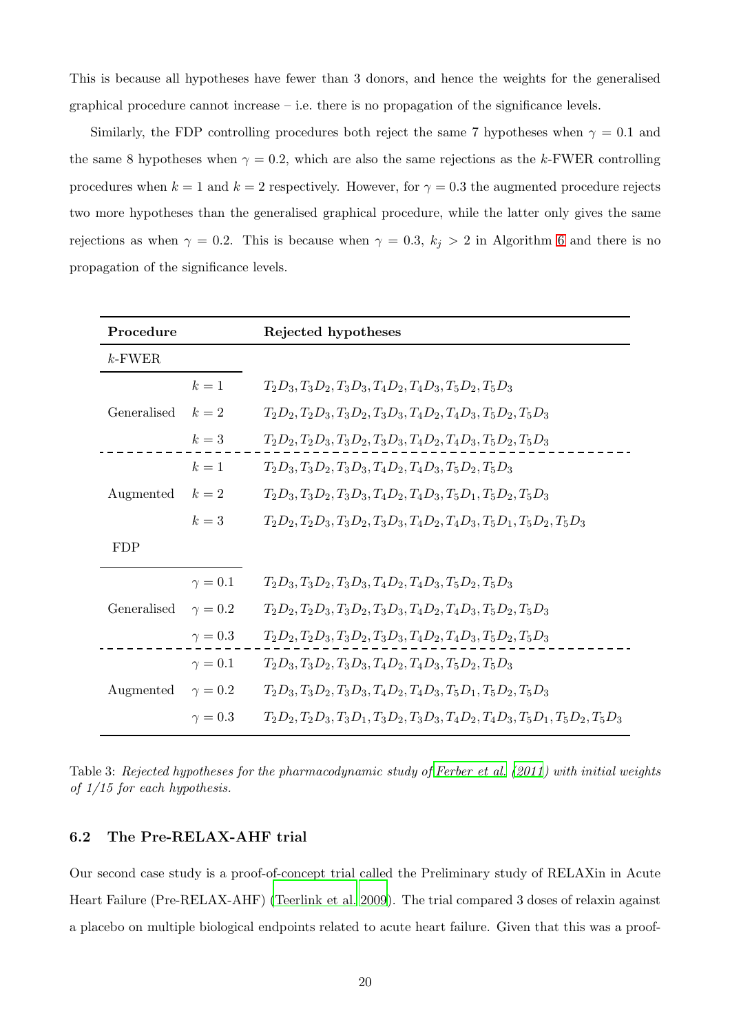This is because all hypotheses have fewer than 3 donors, and hence the weights for the generalised graphical procedure cannot increase – i.e. there is no propagation of the significance levels.

Similarly, the FDP controlling procedures both reject the same 7 hypotheses when $\gamma = 0.1$ and the same 8 hypotheses when $\gamma = 0.2$, which are also the same rejections as the $k$-FWER controlling procedures when $k = 1$ and $k = 2$ respectively. However, for $\gamma = 0.3$ the augmented procedure rejects two more hypotheses than the generalised graphical procedure, while the latter only gives the same rejections as when $\gamma = 0.2$. This is because when $\gamma = 0.3$, $k_j > 2$ in Algorithm 6 and there is no propagation of the significance levels.

| **Procedure** | | **Rejected hypotheses** |
|---|---|---|
| $k$-FWER | | |
| Generalised | $k = 1$ | $T_2D_3, T_3D_2, T_3D_3, T_4D_2, T_4D_3, T_5D_2, T_5D_3$ |
| | $k = 2$ | $T_2D_2, T_2D_3, T_3D_2, T_3D_3, T_4D_2, T_4D_3, T_5D_2, T_5D_3$ |
| | $k = 3$ | $T_2D_2, T_2D_3, T_3D_2, T_3D_3, T_4D_2, T_4D_3, T_5D_2, T_5D_3$ |
| Augmented | $k = 1$ | $T_2D_3, T_3D_2, T_3D_3, T_4D_2, T_4D_3, T_5D_2, T_5D_3$ |
| | $k = 2$ | $T_2D_3, T_3D_2, T_3D_3, T_4D_2, T_4D_3, T_5D_1, T_5D_2, T_5D_3$ |
| | $k = 3$ | $T_2D_2, T_2D_3, T_3D_2, T_3D_3, T_4D_2, T_4D_3, T_5D_1, T_5D_2, T_5D_3$ |
| FDP | | |
| Generalised | $\gamma = 0.1$ | $T_2D_3, T_3D_2, T_3D_3, T_4D_2, T_4D_3, T_5D_2, T_5D_3$ |
| | $\gamma = 0.2$ | $T_2D_2, T_2D_3, T_3D_2, T_3D_3, T_4D_2, T_4D_3, T_5D_2, T_5D_3$ |
| | $\gamma = 0.3$ | $T_2D_2, T_2D_3, T_3D_2, T_3D_3, T_4D_2, T_4D_3, T_5D_2, T_5D_3$ |
| Augmented | $\gamma = 0.1$ | $T_2D_3, T_3D_2, T_3D_3, T_4D_2, T_4D_3, T_5D_2, T_5D_3$ |
| | $\gamma = 0.2$ | $T_2D_3, T_3D_2, T_3D_3, T_4D_2, T_4D_3, T_5D_1, T_5D_2, T_5D_3$ |
| | $\gamma = 0.3$ | $T_2D_2, T_2D_3, T_3D_1, T_3D_2, T_3D_3, T_4D_2, T_4D_3, T_5D_1, T_5D_2, T_5D_3$ |

Table 3: *Rejected hypotheses for the pharmacodynamic study of Ferber et al. (2011) with initial weights of 1/15 for each hypothesis.*

### 6.2 The Pre-RELAX-AHF trial

Our second case study is a proof-of-concept trial called the Preliminary study of RELAXin in Acute Heart Failure (Pre-RELAX-AHF) (Teerlink et al. 2009). The trial compared 3 doses of relaxin against a placebo on multiple biological endpoints related to acute heart failure. Given that this was a proof-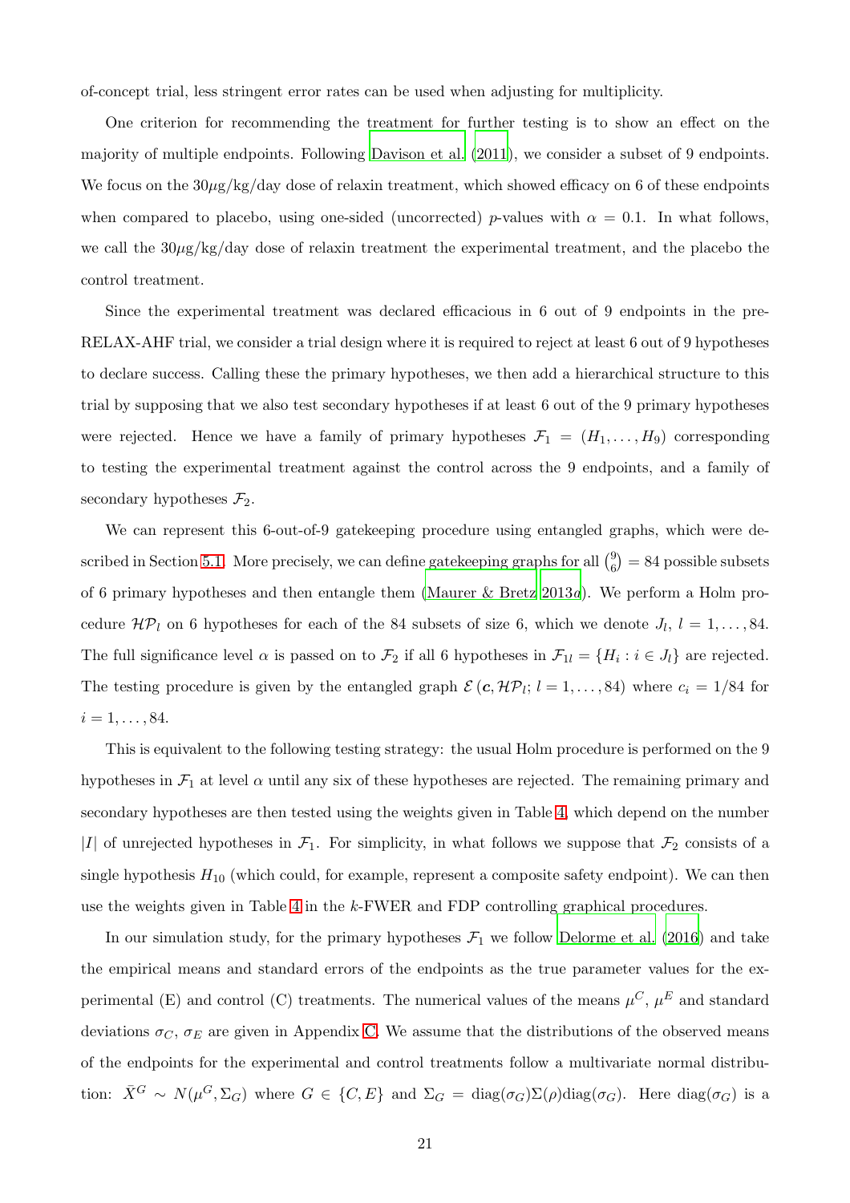of-concept trial, less stringent error rates can be used when adjusting for multiplicity.

One criterion for recommending the treatment for further testing is to show an effect on the majority of multiple endpoints. Following Davison et al. (2011), we consider a subset of 9 endpoints. We focus on the 30$\mu$g/kg/day dose of relaxin treatment, which showed efficacy on 6 of these endpoints when compared to placebo, using one-sided (uncorrected) $p$-values with $\alpha = 0.1$. In what follows, we call the 30$\mu$g/kg/day dose of relaxin treatment the experimental treatment, and the placebo the control treatment.

Since the experimental treatment was declared efficacious in 6 out of 9 endpoints in the pre-RELAX-AHF trial, we consider a trial design where it is required to reject at least 6 out of 9 hypotheses to declare success. Calling these the primary hypotheses, we then add a hierarchical structure to this trial by supposing that we also test secondary hypotheses if at least 6 out of the 9 primary hypotheses were rejected. Hence we have a family of primary hypotheses $\mathcal{F}_1 = (H_1, \ldots, H_9)$ corresponding to testing the experimental treatment against the control across the 9 endpoints, and a family of secondary hypotheses $\mathcal{F}_2$.

We can represent this 6-out-of-9 gatekeeping procedure using entangled graphs, which were described in Section 5.1. More precisely, we can define gatekeeping graphs for all $\binom{9}{6} = 84$ possible subsets of 6 primary hypotheses and then entangle them (Maurer & Bretz 2013*a*). We perform a Holm procedure $\mathcal{HP}_l$ on 6 hypotheses for each of the 84 subsets of size 6, which we denote $J_l$, $l = 1, \ldots, 84$. The full significance level $\alpha$ is passed on to $\mathcal{F}_2$ if all 6 hypotheses in $\mathcal{F}_{1l} = \{H_i : i \in J_l\}$ are rejected. The testing procedure is given by the entangled graph $\mathcal{E}\left(\boldsymbol{c}, \mathcal{HP}_l;\, l = 1, \ldots, 84\right)$ where $c_i = 1/84$ for $i = 1, \ldots, 84$.

This is equivalent to the following testing strategy: the usual Holm procedure is performed on the 9 hypotheses in $\mathcal{F}_1$ at level $\alpha$ until any six of these hypotheses are rejected. The remaining primary and secondary hypotheses are then tested using the weights given in Table 4, which depend on the number $|I|$ of unrejected hypotheses in $\mathcal{F}_1$. For simplicity, in what follows we suppose that $\mathcal{F}_2$ consists of a single hypothesis $H_{10}$ (which could, for example, represent a composite safety endpoint). We can then use the weights given in Table 4 in the $k$-FWER and FDP controlling graphical procedures.

In our simulation study, for the primary hypotheses $\mathcal{F}_1$ we follow Delorme et al. (2016) and take the empirical means and standard errors of the endpoints as the true parameter values for the experimental (E) and control (C) treatments. The numerical values of the means $\mu^C$, $\mu^E$ and standard deviations $\sigma_C$, $\sigma_E$ are given in Appendix C. We assume that the distributions of the observed means of the endpoints for the experimental and control treatments follow a multivariate normal distribution: $\bar{X}^G \sim N(\mu^G, \Sigma_G)$ where $G \in \{C, E\}$ and $\Sigma_G = \text{diag}(\sigma_G)\Sigma(\rho)\text{diag}(\sigma_G)$. Here $\text{diag}(\sigma_G)$ is a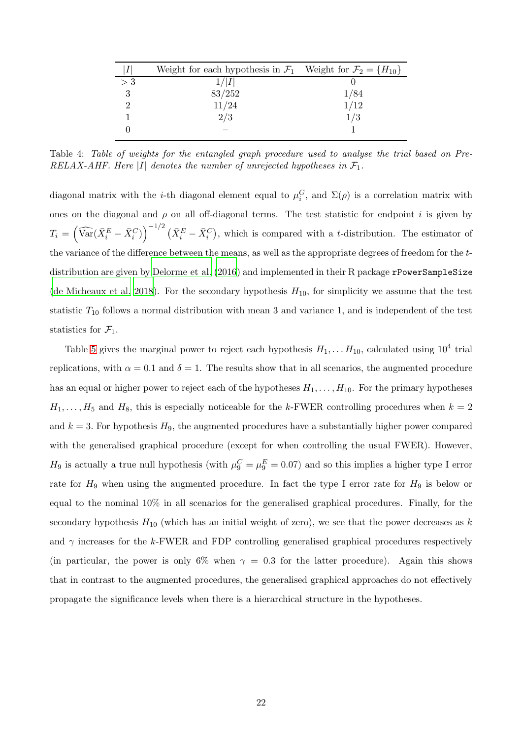| $\lvert I \rvert$ | Weight for each hypothesis in $\mathcal{F}_1$ | Weight for $\mathcal{F}_2 = \{H_{10}\}$ |
| --- | --- | --- |
| $> 3$ | $1/\lvert I \rvert$ | 0 |
| 3 | 83/252 | 1/84 |
| 2 | 11/24 | 1/12 |
| 1 | 2/3 | 1/3 |
| 0 | – | 1 |

Table 4: *Table of weights for the entangled graph procedure used to analyse the trial based on Pre-RELAX-AHF. Here $\lvert I \rvert$ denotes the number of unrejected hypotheses in $\mathcal{F}_1$.*

diagonal matrix with the $i$-th diagonal element equal to $\mu_i^G$, and $\Sigma(\rho)$ is a correlation matrix with ones on the diagonal and $\rho$ on all off-diagonal terms. The test statistic for endpoint $i$ is given by $T_i = \left(\widehat{\text{Var}}(\bar{X}_i^E - \bar{X}_i^C)\right)^{-1/2} \left(\bar{X}_i^E - \bar{X}_i^C\right)$, which is compared with a $t$-distribution. The estimator of the variance of the difference between the means, as well as the appropriate degrees of freedom for the $t$-distribution are given by Delorme et al. (2016) and implemented in their R package `rPowerSampleSize` (de Micheaux et al. 2018). For the secondary hypothesis $H_{10}$, for simplicity we assume that the test statistic $T_{10}$ follows a normal distribution with mean 3 and variance 1, and is independent of the test statistics for $\mathcal{F}_1$.

Table 5 gives the marginal power to reject each hypothesis $H_1, \ldots H_{10}$, calculated using $10^4$ trial replications, with $\alpha = 0.1$ and $\delta = 1$. The results show that in all scenarios, the augmented procedure has an equal or higher power to reject each of the hypotheses $H_1, \ldots, H_{10}$. For the primary hypotheses $H_1, \ldots, H_5$ and $H_8$, this is especially noticeable for the $k$-FWER controlling procedures when $k = 2$ and $k = 3$. For hypothesis $H_9$, the augmented procedures have a substantially higher power compared with the generalised graphical procedure (except for when controlling the usual FWER). However, $H_9$ is actually a true null hypothesis (with $\mu_9^C = \mu_9^E = 0.07$) and so this implies a higher type I error rate for $H_9$ when using the augmented procedure. In fact the type I error rate for $H_9$ is below or equal to the nominal 10% in all scenarios for the generalised graphical procedures. Finally, for the secondary hypothesis $H_{10}$ (which has an initial weight of zero), we see that the power decreases as $k$ and $\gamma$ increases for the $k$-FWER and FDP controlling generalised graphical procedures respectively (in particular, the power is only 6% when $\gamma = 0.3$ for the latter procedure). Again this shows that in contrast to the augmented procedures, the generalised graphical approaches do not effectively propagate the significance levels when there is a hierarchical structure in the hypotheses.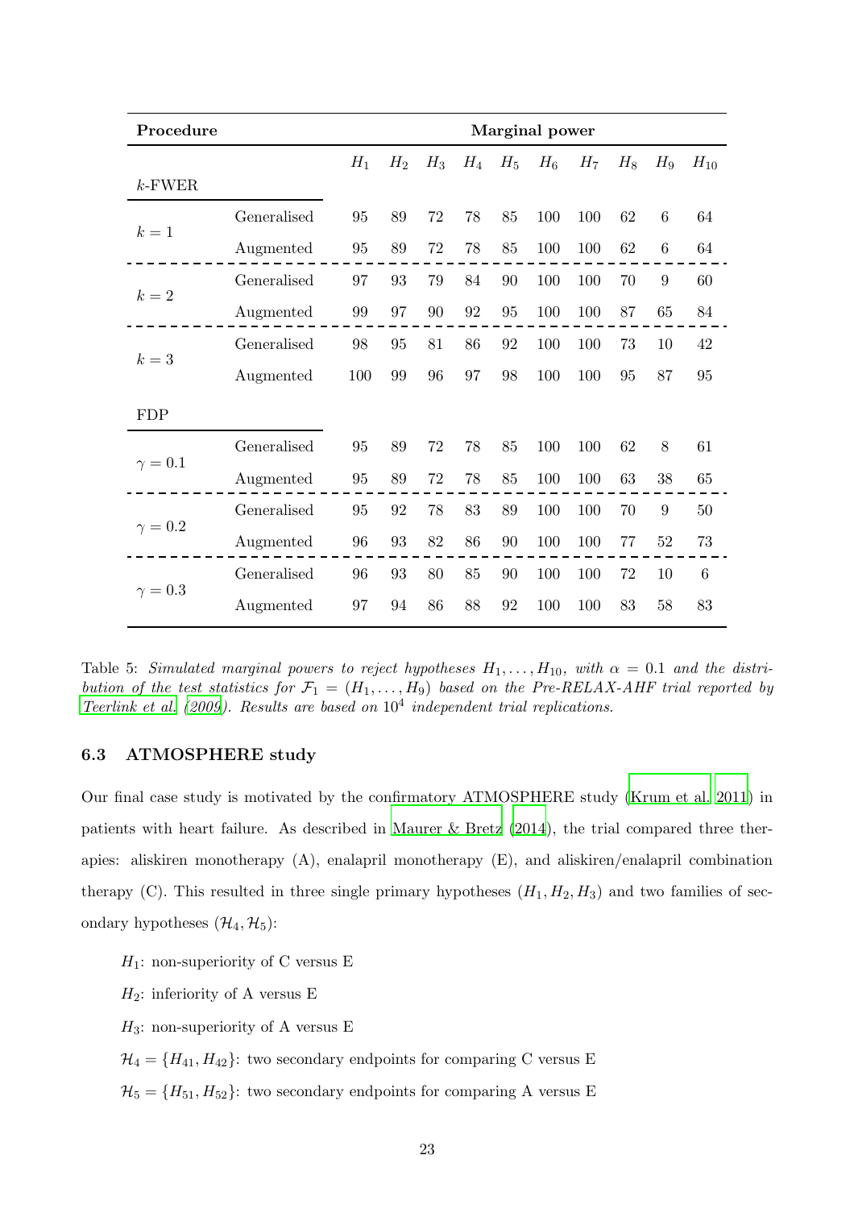| Procedure | | Marginal power | | | | | | | | | |
|---|---|---|---|---|---|---|---|---|---|---|---|
| | | $H_1$ | $H_2$ | $H_3$ | $H_4$ | $H_5$ | $H_6$ | $H_7$ | $H_8$ | $H_9$ | $H_{10}$ |
| $k$-FWER | | | | | | | | | | | |
| $k = 1$ | Generalised | 95 | 89 | 72 | 78 | 85 | 100 | 100 | 62 | 6 | 64 |
| | Augmented | 95 | 89 | 72 | 78 | 85 | 100 | 100 | 62 | 6 | 64 |
| $k = 2$ | Generalised | 97 | 93 | 79 | 84 | 90 | 100 | 100 | 70 | 9 | 60 |
| | Augmented | 99 | 97 | 90 | 92 | 95 | 100 | 100 | 87 | 65 | 84 |
| $k = 3$ | Generalised | 98 | 95 | 81 | 86 | 92 | 100 | 100 | 73 | 10 | 42 |
| | Augmented | 100 | 99 | 96 | 97 | 98 | 100 | 100 | 95 | 87 | 95 |
| FDP | | | | | | | | | | | |
| $\gamma = 0.1$ | Generalised | 95 | 89 | 72 | 78 | 85 | 100 | 100 | 62 | 8 | 61 |
| | Augmented | 95 | 89 | 72 | 78 | 85 | 100 | 100 | 63 | 38 | 65 |
| $\gamma = 0.2$ | Generalised | 95 | 92 | 78 | 83 | 89 | 100 | 100 | 70 | 9 | 50 |
| | Augmented | 96 | 93 | 82 | 86 | 90 | 100 | 100 | 77 | 52 | 73 |
| $\gamma = 0.3$ | Generalised | 96 | 93 | 80 | 85 | 90 | 100 | 100 | 72 | 10 | 6 |
| | Augmented | 97 | 94 | 86 | 88 | 92 | 100 | 100 | 83 | 58 | 83 |

Table 5: *Simulated marginal powers to reject hypotheses $H_1, \ldots, H_{10}$, with $\alpha = 0.1$ and the distribution of the test statistics for $\mathcal{F}_1 = (H_1, \ldots, H_9)$ based on the Pre-RELAX-AHF trial reported by Teerlink et al. (2009). Results are based on $10^4$ independent trial replications.*

### 6.3 ATMOSPHERE study

Our final case study is motivated by the confirmatory ATMOSPHERE study (Krum et al. 2011) in patients with heart failure. As described in Maurer & Bretz (2014), the trial compared three therapies: aliskiren monotherapy (A), enalapril monotherapy (E), and aliskiren/enalapril combination therapy (C). This resulted in three single primary hypotheses ($H_1, H_2, H_3$) and two families of secondary hypotheses ($\mathcal{H}_4, \mathcal{H}_5$):

- $H_1$: non-superiority of C versus E
- $H_2$: inferiority of A versus E
- $H_3$: non-superiority of A versus E
- $\mathcal{H}_4 = \{H_{41}, H_{42}\}$: two secondary endpoints for comparing C versus E
- $\mathcal{H}_5 = \{H_{51}, H_{52}\}$: two secondary endpoints for comparing A versus E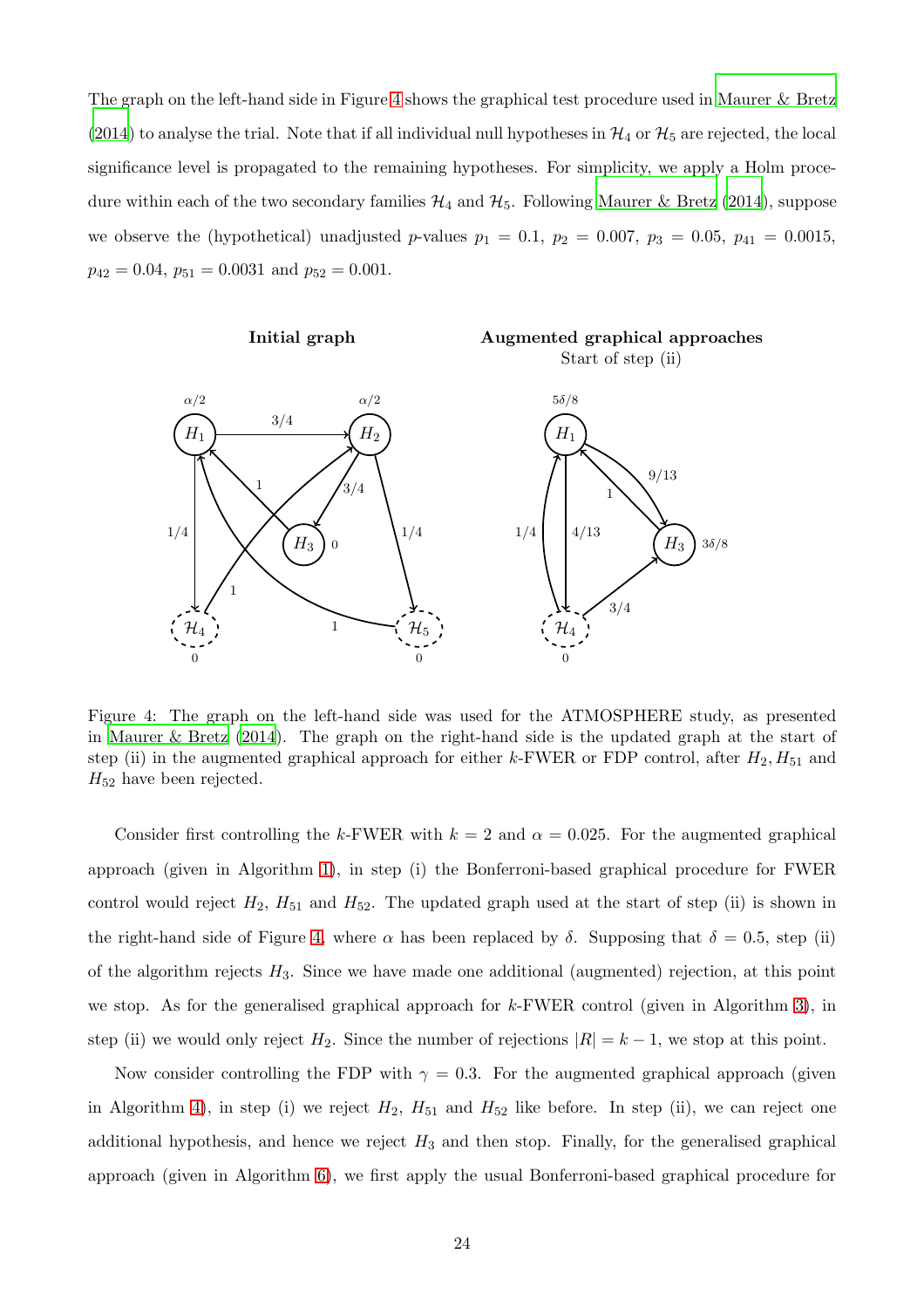The graph on the left-hand side in Figure 4 shows the graphical test procedure used in Maurer & Bretz (2014) to analyse the trial. Note that if all individual null hypotheses in $\mathcal{H}_4$ or $\mathcal{H}_5$ are rejected, the local significance level is propagated to the remaining hypotheses. For simplicity, we apply a Holm procedure within each of the two secondary families $\mathcal{H}_4$ and $\mathcal{H}_5$. Following Maurer & Bretz (2014), suppose we observe the (hypothetical) unadjusted $p$-values $p_1 = 0.1$, $p_2 = 0.007$, $p_3 = 0.05$, $p_{41} = 0.0015$, $p_{42} = 0.04$, $p_{51} = 0.0031$ and $p_{52} = 0.001$.

**Initial graph** **Augmented graphical approaches** Start of step (ii)

Figure 4: The graph on the left-hand side was used for the ATMOSPHERE study, as presented in Maurer & Bretz (2014). The graph on the right-hand side is the updated graph at the start of step (ii) in the augmented graphical approach for either $k$-FWER or FDP control, after $H_2, H_{51}$ and $H_{52}$ have been rejected.

Consider first controlling the $k$-FWER with $k = 2$ and $\alpha = 0.025$. For the augmented graphical approach (given in Algorithm 1), in step (i) the Bonferroni-based graphical procedure for FWER control would reject $H_2$, $H_{51}$ and $H_{52}$. The updated graph used at the start of step (ii) is shown in the right-hand side of Figure 4, where $\alpha$ has been replaced by $\delta$. Supposing that $\delta = 0.5$, step (ii) of the algorithm rejects $H_3$. Since we have made one additional (augmented) rejection, at this point we stop. As for the generalised graphical approach for $k$-FWER control (given in Algorithm 3), in step (ii) we would only reject $H_2$. Since the number of rejections $|R| = k - 1$, we stop at this point.

Now consider controlling the FDP with $\gamma = 0.3$. For the augmented graphical approach (given in Algorithm 4), in step (i) we reject $H_2$, $H_{51}$ and $H_{52}$ like before. In step (ii), we can reject one additional hypothesis, and hence we reject $H_3$ and then stop. Finally, for the generalised graphical approach (given in Algorithm 6), we first apply the usual Bonferroni-based graphical procedure for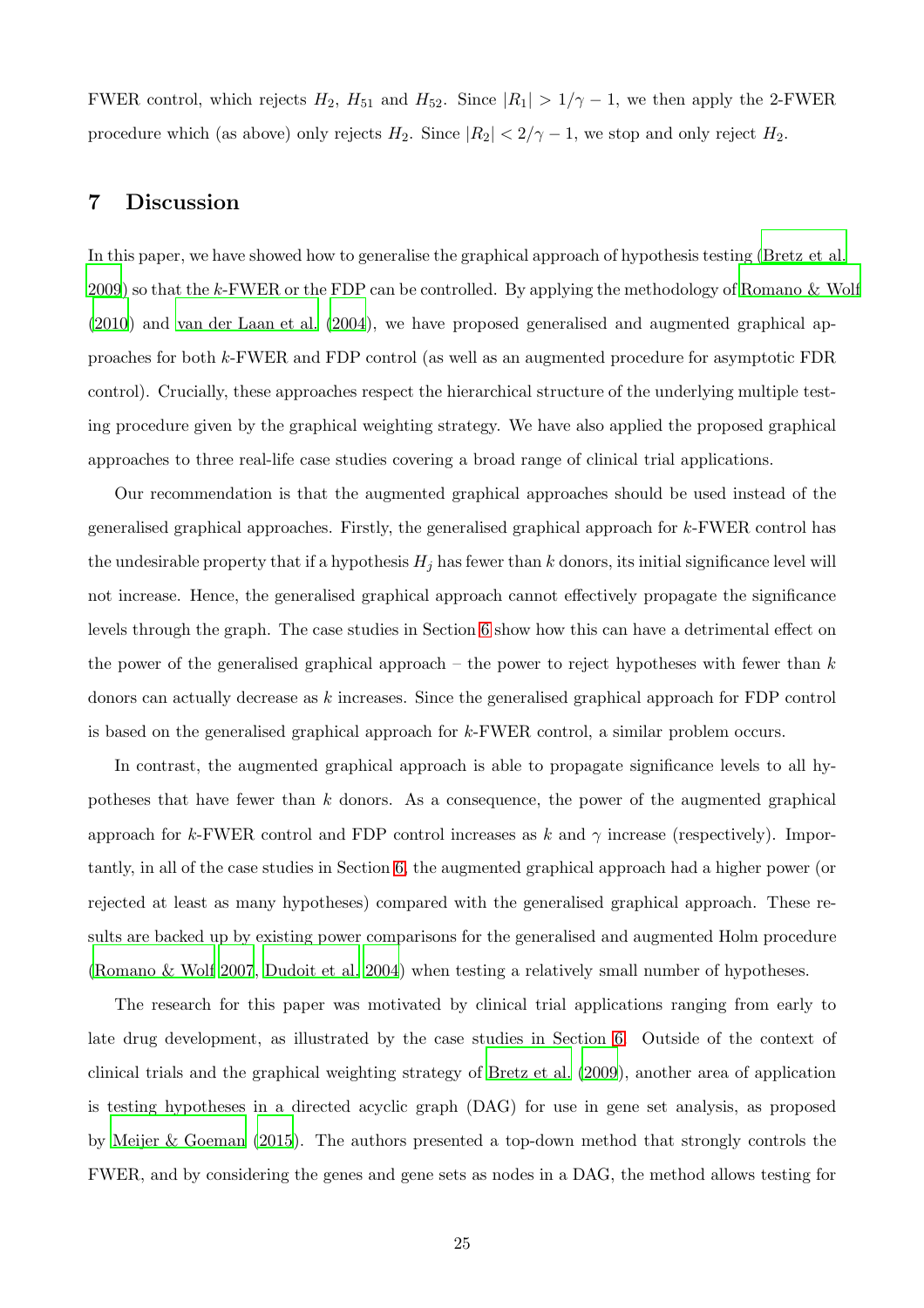FWER control, which rejects $H_2$, $H_{51}$ and $H_{52}$. Since $|R_1| > 1/\gamma - 1$, we then apply the 2-FWER procedure which (as above) only rejects $H_2$. Since $|R_2| < 2/\gamma - 1$, we stop and only reject $H_2$.

## 7 Discussion

In this paper, we have showed how to generalise the graphical approach of hypothesis testing (Bretz et al. 2009) so that the $k$-FWER or the FDP can be controlled. By applying the methodology of Romano & Wolf (2010) and van der Laan et al. (2004), we have proposed generalised and augmented graphical approaches for both $k$-FWER and FDP control (as well as an augmented procedure for asymptotic FDR control). Crucially, these approaches respect the hierarchical structure of the underlying multiple testing procedure given by the graphical weighting strategy. We have also applied the proposed graphical approaches to three real-life case studies covering a broad range of clinical trial applications.

Our recommendation is that the augmented graphical approaches should be used instead of the generalised graphical approaches. Firstly, the generalised graphical approach for $k$-FWER control has the undesirable property that if a hypothesis $H_j$ has fewer than $k$ donors, its initial significance level will not increase. Hence, the generalised graphical approach cannot effectively propagate the significance levels through the graph. The case studies in Section 6 show how this can have a detrimental effect on the power of the generalised graphical approach – the power to reject hypotheses with fewer than $k$ donors can actually decrease as $k$ increases. Since the generalised graphical approach for FDP control is based on the generalised graphical approach for $k$-FWER control, a similar problem occurs.

In contrast, the augmented graphical approach is able to propagate significance levels to all hypotheses that have fewer than $k$ donors. As a consequence, the power of the augmented graphical approach for $k$-FWER control and FDP control increases as $k$ and $\gamma$ increase (respectively). Importantly, in all of the case studies in Section 6, the augmented graphical approach had a higher power (or rejected at least as many hypotheses) compared with the generalised graphical approach. These results are backed up by existing power comparisons for the generalised and augmented Holm procedure (Romano & Wolf 2007, Dudoit et al. 2004) when testing a relatively small number of hypotheses.

The research for this paper was motivated by clinical trial applications ranging from early to late drug development, as illustrated by the case studies in Section 6. Outside of the context of clinical trials and the graphical weighting strategy of Bretz et al. (2009), another area of application is testing hypotheses in a directed acyclic graph (DAG) for use in gene set analysis, as proposed by Meijer & Goeman (2015). The authors presented a top-down method that strongly controls the FWER, and by considering the genes and gene sets as nodes in a DAG, the method allows testing for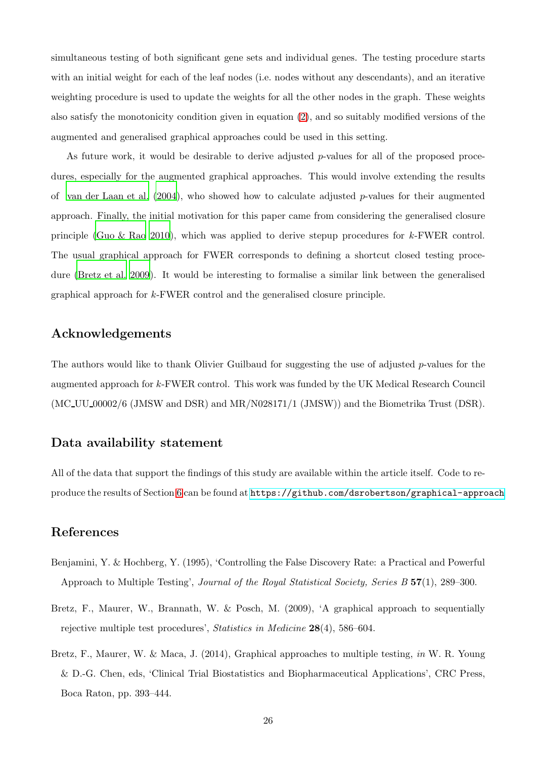simultaneous testing of both significant gene sets and individual genes. The testing procedure starts with an initial weight for each of the leaf nodes (i.e. nodes without any descendants), and an iterative weighting procedure is used to update the weights for all the other nodes in the graph. These weights also satisfy the monotonicity condition given in equation (2), and so suitably modified versions of the augmented and generalised graphical approaches could be used in this setting.

As future work, it would be desirable to derive adjusted $p$-values for all of the proposed procedures, especially for the augmented graphical approaches. This would involve extending the results of van der Laan et al. (2004), who showed how to calculate adjusted $p$-values for their augmented approach. Finally, the initial motivation for this paper came from considering the generalised closure principle (Guo & Rao 2010), which was applied to derive stepup procedures for $k$-FWER control. The usual graphical approach for FWER corresponds to defining a shortcut closed testing procedure (Bretz et al. 2009). It would be interesting to formalise a similar link between the generalised graphical approach for $k$-FWER control and the generalised closure principle.

## Acknowledgements

The authors would like to thank Olivier Guilbaud for suggesting the use of adjusted $p$-values for the augmented approach for $k$-FWER control. This work was funded by the UK Medical Research Council (MC_UU_00002/6 (JMSW and DSR) and MR/N028171/1 (JMSW)) and the Biometrika Trust (DSR).

## Data availability statement

All of the data that support the findings of this study are available within the article itself. Code to reproduce the results of Section 6 can be found at `https://github.com/dsrobertson/graphical-approach`

## References

Benjamini, Y. & Hochberg, Y. (1995), 'Controlling the False Discovery Rate: a Practical and Powerful Approach to Multiple Testing', *Journal of the Royal Statistical Society, Series B* **57**(1), 289–300.

Bretz, F., Maurer, W., Brannath, W. & Posch, M. (2009), 'A graphical approach to sequentially rejective multiple test procedures', *Statistics in Medicine* **28**(4), 586–604.

Bretz, F., Maurer, W. & Maca, J. (2014), Graphical approaches to multiple testing, *in* W. R. Young & D.-G. Chen, eds, 'Clinical Trial Biostatistics and Biopharmaceutical Applications', CRC Press, Boca Raton, pp. 393–444.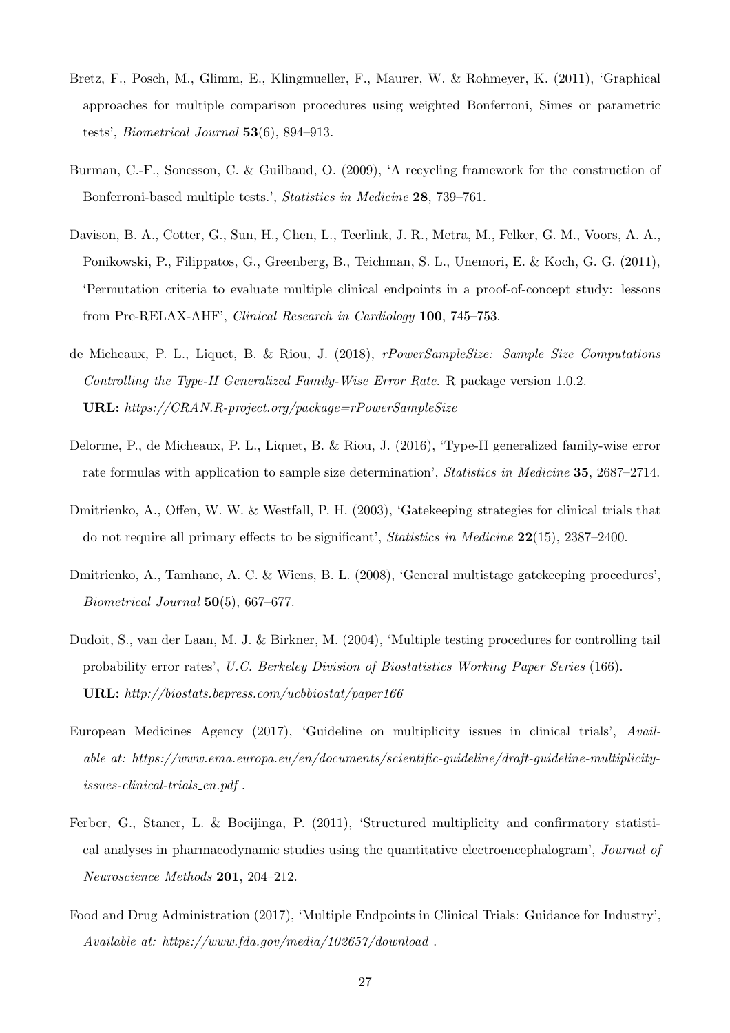Bretz, F., Posch, M., Glimm, E., Klingmueller, F., Maurer, W. & Rohmeyer, K. (2011), 'Graphical approaches for multiple comparison procedures using weighted Bonferroni, Simes or parametric tests', *Biometrical Journal* **53**(6), 894–913.

Burman, C.-F., Sonesson, C. & Guilbaud, O. (2009), 'A recycling framework for the construction of Bonferroni-based multiple tests.', *Statistics in Medicine* **28**, 739–761.

Davison, B. A., Cotter, G., Sun, H., Chen, L., Teerlink, J. R., Metra, M., Felker, G. M., Voors, A. A., Ponikowski, P., Filippatos, G., Greenberg, B., Teichman, S. L., Unemori, E. & Koch, G. G. (2011), 'Permutation criteria to evaluate multiple clinical endpoints in a proof-of-concept study: lessons from Pre-RELAX-AHF', *Clinical Research in Cardiology* **100**, 745–753.

de Micheaux, P. L., Liquet, B. & Riou, J. (2018), *rPowerSampleSize: Sample Size Computations Controlling the Type-II Generalized Family-Wise Error Rate*. R package version 1.0.2.
**URL:** *https://CRAN.R-project.org/package=rPowerSampleSize*

Delorme, P., de Micheaux, P. L., Liquet, B. & Riou, J. (2016), 'Type-II generalized family-wise error rate formulas with application to sample size determination', *Statistics in Medicine* **35**, 2687–2714.

Dmitrienko, A., Offen, W. W. & Westfall, P. H. (2003), 'Gatekeeping strategies for clinical trials that do not require all primary effects to be significant', *Statistics in Medicine* **22**(15), 2387–2400.

Dmitrienko, A., Tamhane, A. C. & Wiens, B. L. (2008), 'General multistage gatekeeping procedures', *Biometrical Journal* **50**(5), 667–677.

Dudoit, S., van der Laan, M. J. & Birkner, M. (2004), 'Multiple testing procedures for controlling tail probability error rates', *U.C. Berkeley Division of Biostatistics Working Paper Series* (166).
**URL:** *http://biostats.bepress.com/ucbbiostat/paper166*

European Medicines Agency (2017), 'Guideline on multiplicity issues in clinical trials', *Available at: https://www.ema.europa.eu/en/documents/scientific-guideline/draft-guideline-multiplicity-issues-clinical-trials_en.pdf* .

Ferber, G., Staner, L. & Boeijinga, P. (2011), 'Structured multiplicity and confirmatory statistical analyses in pharmacodynamic studies using the quantitative electroencephalogram', *Journal of Neuroscience Methods* **201**, 204–212.

Food and Drug Administration (2017), 'Multiple Endpoints in Clinical Trials: Guidance for Industry', *Available at: https://www.fda.gov/media/102657/download* .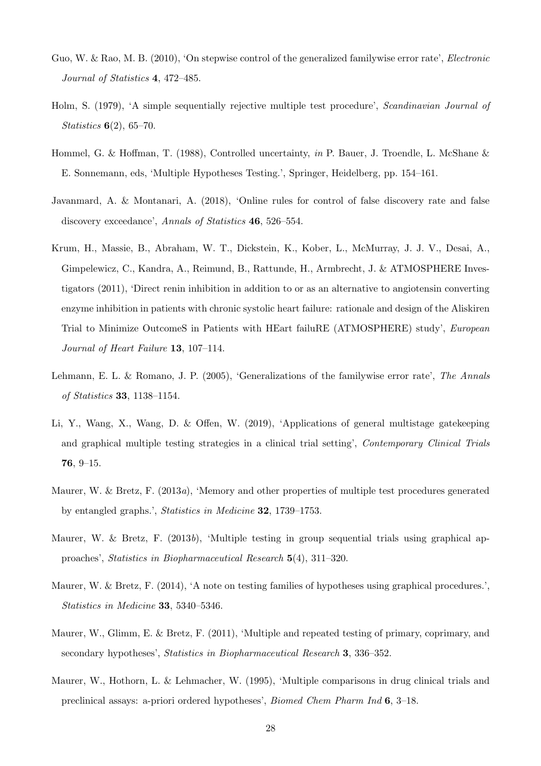Guo, W. & Rao, M. B. (2010), 'On stepwise control of the generalized familywise error rate', *Electronic Journal of Statistics* **4**, 472–485.

Holm, S. (1979), 'A simple sequentially rejective multiple test procedure', *Scandinavian Journal of Statistics* **6**(2), 65–70.

Hommel, G. & Hoffman, T. (1988), Controlled uncertainty, *in* P. Bauer, J. Troendle, L. McShane & E. Sonnemann, eds, 'Multiple Hypotheses Testing.', Springer, Heidelberg, pp. 154–161.

Javanmard, A. & Montanari, A. (2018), 'Online rules for control of false discovery rate and false discovery exceedance', *Annals of Statistics* **46**, 526–554.

Krum, H., Massie, B., Abraham, W. T., Dickstein, K., Kober, L., McMurray, J. J. V., Desai, A., Gimpelewicz, C., Kandra, A., Reimund, B., Rattunde, H., Armbrecht, J. & ATMOSPHERE Investigators (2011), 'Direct renin inhibition in addition to or as an alternative to angiotensin converting enzyme inhibition in patients with chronic systolic heart failure: rationale and design of the Aliskiren Trial to Minimize OutcomeS in Patients with HEart failuRE (ATMOSPHERE) study', *European Journal of Heart Failure* **13**, 107–114.

Lehmann, E. L. & Romano, J. P. (2005), 'Generalizations of the familywise error rate', *The Annals of Statistics* **33**, 1138–1154.

Li, Y., Wang, X., Wang, D. & Offen, W. (2019), 'Applications of general multistage gatekeeping and graphical multiple testing strategies in a clinical trial setting', *Contemporary Clinical Trials* **76**, 9–15.

Maurer, W. & Bretz, F. (2013*a*), 'Memory and other properties of multiple test procedures generated by entangled graphs.', *Statistics in Medicine* **32**, 1739–1753.

Maurer, W. & Bretz, F. (2013*b*), 'Multiple testing in group sequential trials using graphical approaches', *Statistics in Biopharmaceutical Research* **5**(4), 311–320.

Maurer, W. & Bretz, F. (2014), 'A note on testing families of hypotheses using graphical procedures.', *Statistics in Medicine* **33**, 5340–5346.

Maurer, W., Glimm, E. & Bretz, F. (2011), 'Multiple and repeated testing of primary, coprimary, and secondary hypotheses', *Statistics in Biopharmaceutical Research* **3**, 336–352.

Maurer, W., Hothorn, L. & Lehmacher, W. (1995), 'Multiple comparisons in drug clinical trials and preclinical assays: a-priori ordered hypotheses', *Biomed Chem Pharm Ind* **6**, 3–18.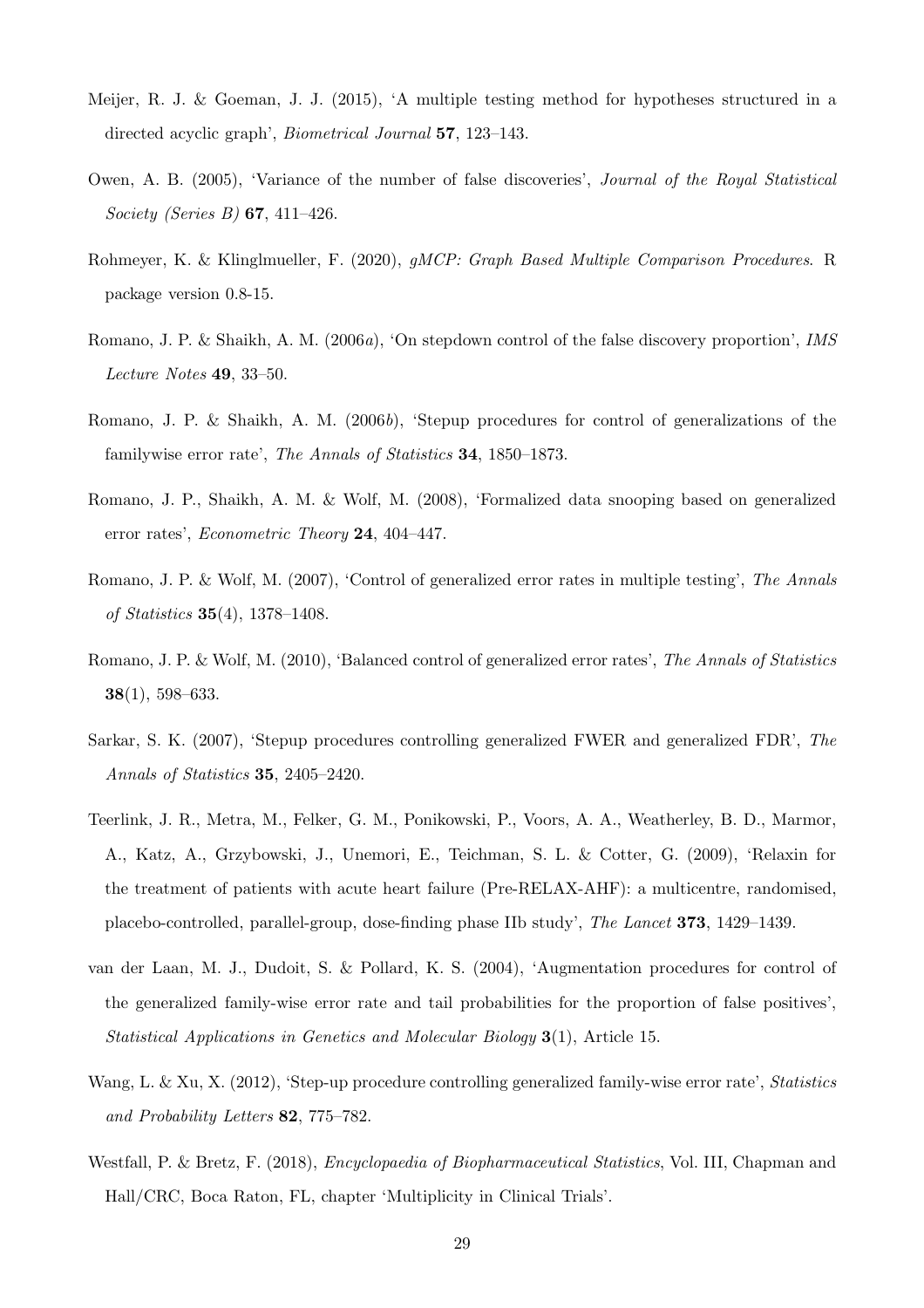Meijer, R. J. & Goeman, J. J. (2015), 'A multiple testing method for hypotheses structured in a directed acyclic graph', *Biometrical Journal* **57**, 123–143.

Owen, A. B. (2005), 'Variance of the number of false discoveries', *Journal of the Royal Statistical Society (Series B)* **67**, 411–426.

Rohmeyer, K. & Klinglmueller, F. (2020), *gMCP: Graph Based Multiple Comparison Procedures*. R package version 0.8-15.

Romano, J. P. & Shaikh, A. M. (2006*a*), 'On stepdown control of the false discovery proportion', *IMS Lecture Notes* **49**, 33–50.

Romano, J. P. & Shaikh, A. M. (2006*b*), 'Stepup procedures for control of generalizations of the familywise error rate', *The Annals of Statistics* **34**, 1850–1873.

Romano, J. P., Shaikh, A. M. & Wolf, M. (2008), 'Formalized data snooping based on generalized error rates', *Econometric Theory* **24**, 404–447.

Romano, J. P. & Wolf, M. (2007), 'Control of generalized error rates in multiple testing', *The Annals of Statistics* **35**(4), 1378–1408.

Romano, J. P. & Wolf, M. (2010), 'Balanced control of generalized error rates', *The Annals of Statistics* **38**(1), 598–633.

Sarkar, S. K. (2007), 'Stepup procedures controlling generalized FWER and generalized FDR', *The Annals of Statistics* **35**, 2405–2420.

Teerlink, J. R., Metra, M., Felker, G. M., Ponikowski, P., Voors, A. A., Weatherley, B. D., Marmor, A., Katz, A., Grzybowski, J., Unemori, E., Teichman, S. L. & Cotter, G. (2009), 'Relaxin for the treatment of patients with acute heart failure (Pre-RELAX-AHF): a multicentre, randomised, placebo-controlled, parallel-group, dose-finding phase IIb study', *The Lancet* **373**, 1429–1439.

van der Laan, M. J., Dudoit, S. & Pollard, K. S. (2004), 'Augmentation procedures for control of the generalized family-wise error rate and tail probabilities for the proportion of false positives', *Statistical Applications in Genetics and Molecular Biology* **3**(1), Article 15.

Wang, L. & Xu, X. (2012), 'Step-up procedure controlling generalized family-wise error rate', *Statistics and Probability Letters* **82**, 775–782.

Westfall, P. & Bretz, F. (2018), *Encyclopaedia of Biopharmaceutical Statistics*, Vol. III, Chapman and Hall/CRC, Boca Raton, FL, chapter 'Multiplicity in Clinical Trials'.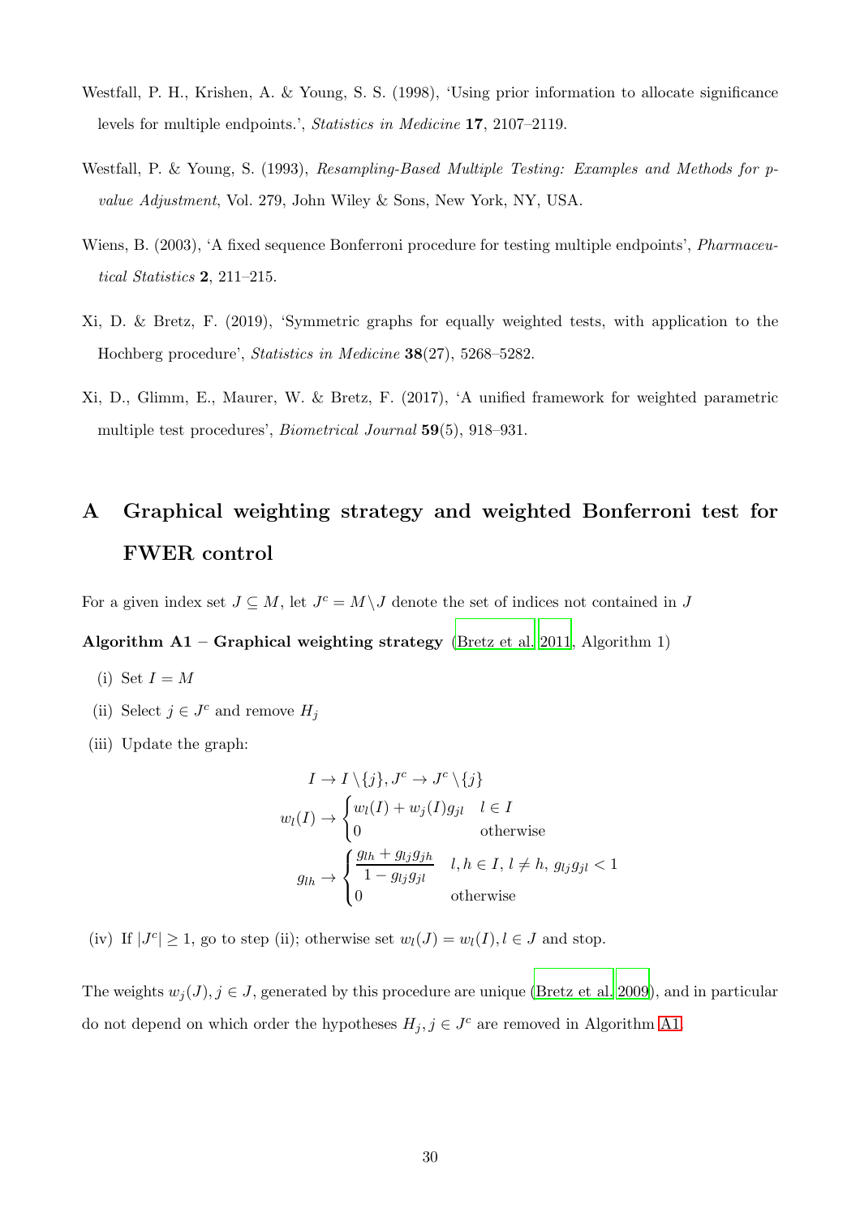Westfall, P. H., Krishen, A. & Young, S. S. (1998), 'Using prior information to allocate significance levels for multiple endpoints.', *Statistics in Medicine* **17**, 2107–2119.

Westfall, P. & Young, S. (1993), *Resampling-Based Multiple Testing: Examples and Methods for p-value Adjustment*, Vol. 279, John Wiley & Sons, New York, NY, USA.

Wiens, B. (2003), 'A fixed sequence Bonferroni procedure for testing multiple endpoints', *Pharmaceutical Statistics* **2**, 211–215.

Xi, D. & Bretz, F. (2019), 'Symmetric graphs for equally weighted tests, with application to the Hochberg procedure', *Statistics in Medicine* **38**(27), 5268–5282.

Xi, D., Glimm, E., Maurer, W. & Bretz, F. (2017), 'A unified framework for weighted parametric multiple test procedures', *Biometrical Journal* **59**(5), 918–931.

# A Graphical weighting strategy and weighted Bonferroni test for FWER control

For a given index set $J \subseteq M$, let $J^c = M \setminus J$ denote the set of indices not contained in $J$

**Algorithm A1 – Graphical weighting strategy** (Bretz et al. 2011, Algorithm 1)

(i) Set $I = M$

(ii) Select $j \in J^c$ and remove $H_j$

(iii) Update the graph:

$$I \to I \setminus \{j\}, J^c \to J^c \setminus \{j\}$$

$$w_l(I) \to \begin{cases} w_l(I) + w_j(I) g_{jl} & l \in I \\ 0 & \text{otherwise} \end{cases}$$

$$g_{lh} \to \begin{cases} \dfrac{g_{lh} + g_{lj} g_{jh}}{1 - g_{lj} g_{jl}} & l, h \in I,\, l \neq h,\, g_{lj} g_{jl} < 1 \\ 0 & \text{otherwise} \end{cases}$$

(iv) If $|J^c| \geq 1$, go to step (ii); otherwise set $w_l(J) = w_l(I), l \in J$ and stop.

The weights $w_j(J), j \in J$, generated by this procedure are unique (Bretz et al. 2009), and in particular do not depend on which order the hypotheses $H_j, j \in J^c$ are removed in Algorithm A1.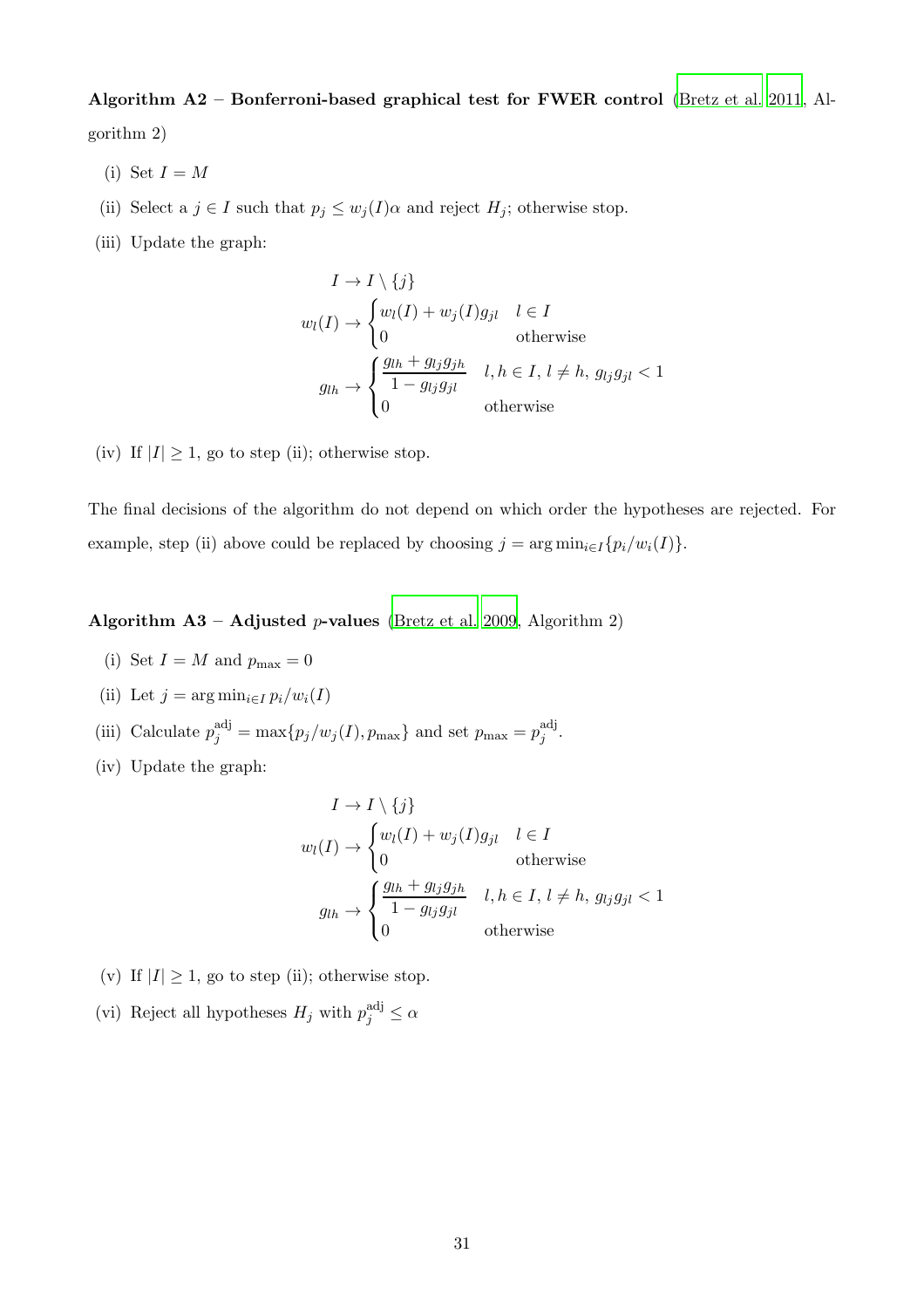**Algorithm A2 – Bonferroni-based graphical test for FWER control** (Bretz et al. 2011, Algorithm 2)

(i) Set $I = M$

(ii) Select a $j \in I$ such that $p_j \leq w_j(I)\alpha$ and reject $H_j$; otherwise stop.

(iii) Update the graph:

$$I \to I \setminus \{j\}$$

$$w_l(I) \to \begin{cases} w_l(I) + w_j(I) g_{jl} & l \in I \\ 0 & \text{otherwise} \end{cases}$$

$$g_{lh} \to \begin{cases} \dfrac{g_{lh} + g_{lj} g_{jh}}{1 - g_{lj} g_{jl}} & l, h \in I,\, l \neq h,\, g_{lj} g_{jl} < 1 \\ 0 & \text{otherwise} \end{cases}$$

(iv) If $|I| \geq 1$, go to step (ii); otherwise stop.

The final decisions of the algorithm do not depend on which order the hypotheses are rejected. For example, step (ii) above could be replaced by choosing $j = \arg\min_{i \in I}\{p_i / w_i(I)\}$.

**Algorithm A3 – Adjusted $p$-values** (Bretz et al. 2009, Algorithm 2)

(i) Set $I = M$ and $p_{\max} = 0$

(ii) Let $j = \arg\min_{i \in I} p_i / w_i(I)$

(iii) Calculate $p_j^{\text{adj}} = \max\{p_j / w_j(I), p_{\max}\}$ and set $p_{\max} = p_j^{\text{adj}}$.

(iv) Update the graph:

$$I \to I \setminus \{j\}$$

$$w_l(I) \to \begin{cases} w_l(I) + w_j(I) g_{jl} & l \in I \\ 0 & \text{otherwise} \end{cases}$$

$$g_{lh} \to \begin{cases} \dfrac{g_{lh} + g_{lj} g_{jh}}{1 - g_{lj} g_{jl}} & l, h \in I,\, l \neq h,\, g_{lj} g_{jl} < 1 \\ 0 & \text{otherwise} \end{cases}$$

(v) If $|I| \geq 1$, go to step (ii); otherwise stop.

(vi) Reject all hypotheses $H_j$ with $p_j^{\text{adj}} \leq \alpha$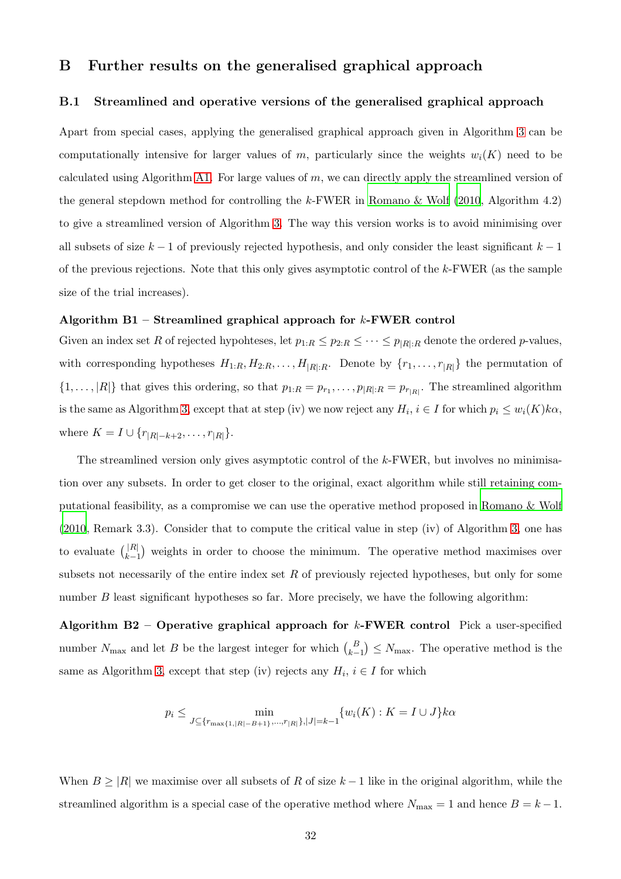# B Further results on the generalised graphical approach

## B.1 Streamlined and operative versions of the generalised graphical approach

Apart from special cases, applying the generalised graphical approach given in Algorithm 3 can be computationally intensive for larger values of $m$, particularly since the weights $w_i(K)$ need to be calculated using Algorithm A1. For large values of $m$, we can directly apply the streamlined version of the general stepdown method for controlling the $k$-FWER in Romano & Wolf (2010, Algorithm 4.2) to give a streamlined version of Algorithm 3. The way this version works is to avoid minimising over all subsets of size $k-1$ of previously rejected hypothesis, and only consider the least significant $k-1$ of the previous rejections. Note that this only gives asymptotic control of the $k$-FWER (as the sample size of the trial increases).

**Algorithm B1 – Streamlined graphical approach for $k$-FWER control**

Given an index set $R$ of rejected hypohteses, let $p_{1:R} \leq p_{2:R} \leq \cdots \leq p_{|R|:R}$ denote the ordered $p$-values, with corresponding hypotheses $H_{1:R}, H_{2:R}, \ldots, H_{|R|:R}$. Denote by $\{r_1, \ldots, r_{|R|}\}$ the permutation of $\{1, \ldots, |R|\}$ that gives this ordering, so that $p_{1:R} = p_{r_1}, \ldots, p_{|R|:R} = p_{r_{|R|}}$. The streamlined algorithm is the same as Algorithm 3, except that at step (iv) we now reject any $H_i$, $i \in I$ for which $p_i \leq w_i(K)k\alpha$, where $K = I \cup \{r_{|R|-k+2}, \ldots, r_{|R|}\}$.

The streamlined version only gives asymptotic control of the $k$-FWER, but involves no minimisation over any subsets. In order to get closer to the original, exact algorithm while still retaining computational feasibility, as a compromise we can use the operative method proposed in Romano & Wolf (2010, Remark 3.3). Consider that to compute the critical value in step (iv) of Algorithm 3, one has to evaluate $\binom{|R|}{k-1}$ weights in order to choose the minimum. The operative method maximises over subsets not necessarily of the entire index set $R$ of previously rejected hypotheses, but only for some number $B$ least significant hypotheses so far. More precisely, we have the following algorithm:

**Algorithm B2 – Operative graphical approach for $k$-FWER control** Pick a user-specified number $N_{\max}$ and let $B$ be the largest integer for which $\binom{B}{k-1} \leq N_{\max}$. The operative method is the same as Algorithm 3, except that step (iv) rejects any $H_i$, $i \in I$ for which

$$p_i \leq \min_{J \subseteq \{r_{\max\{1,|R|-B+1\}}, \ldots, r_{|R|}\}, |J|=k-1} \{w_i(K) : K = I \cup J\} k\alpha$$

When $B \geq |R|$ we maximise over all subsets of $R$ of size $k-1$ like in the original algorithm, while the streamlined algorithm is a special case of the operative method where $N_{\max} = 1$ and hence $B = k-1$.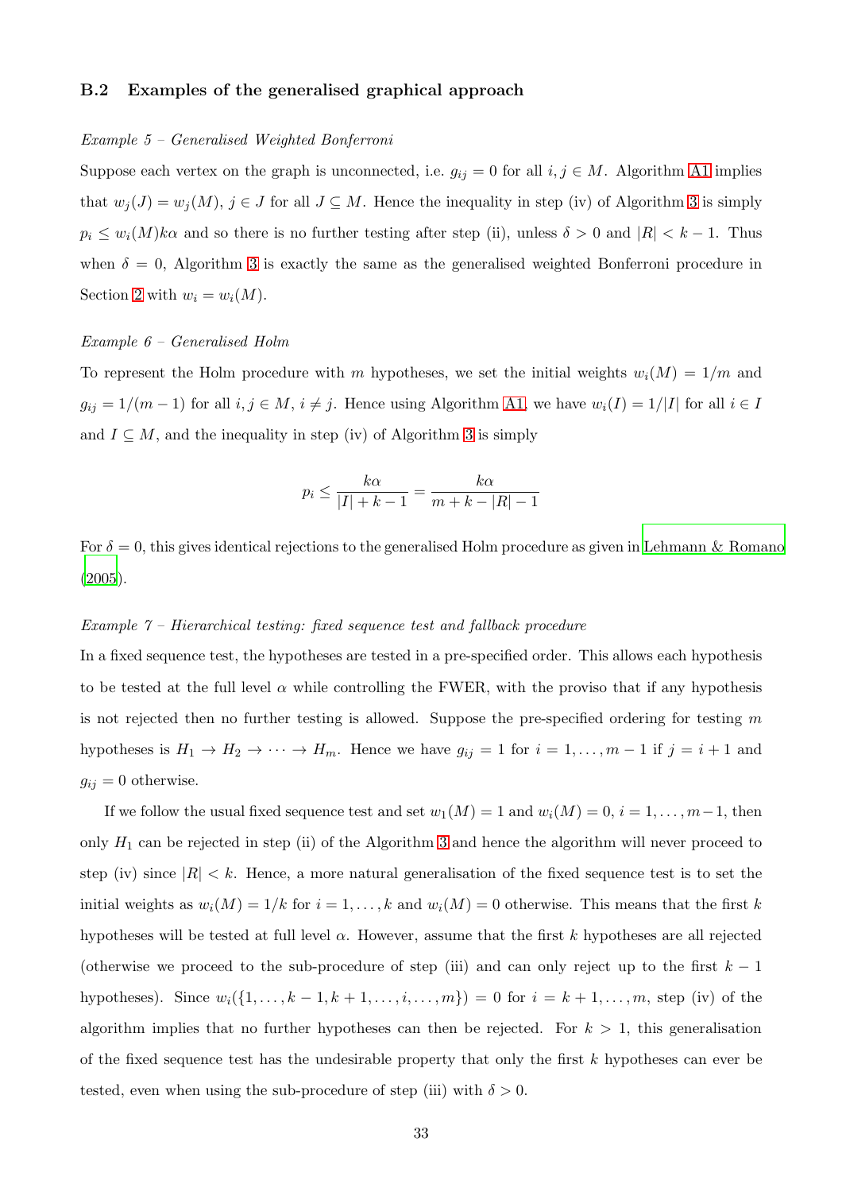### B.2 Examples of the generalised graphical approach

*Example 5 – Generalised Weighted Bonferroni*

Suppose each vertex on the graph is unconnected, i.e. $g_{ij} = 0$ for all $i, j \in M$. Algorithm A1 implies that $w_j(J) = w_j(M)$, $j \in J$ for all $J \subseteq M$. Hence the inequality in step (iv) of Algorithm 3 is simply $p_i \leq w_i(M)k\alpha$ and so there is no further testing after step (ii), unless $\delta > 0$ and $|R| < k - 1$. Thus when $\delta = 0$, Algorithm 3 is exactly the same as the generalised weighted Bonferroni procedure in Section 2 with $w_i = w_i(M)$.

*Example 6 – Generalised Holm*

To represent the Holm procedure with $m$ hypotheses, we set the initial weights $w_i(M) = 1/m$ and $g_{ij} = 1/(m-1)$ for all $i, j \in M$, $i \neq j$. Hence using Algorithm A1, we have $w_i(I) = 1/|I|$ for all $i \in I$ and $I \subseteq M$, and the inequality in step (iv) of Algorithm 3 is simply

$$p_i \leq \frac{k\alpha}{|I| + k - 1} = \frac{k\alpha}{m + k - |R| - 1}$$

For $\delta = 0$, this gives identical rejections to the generalised Holm procedure as given in Lehmann & Romano (2005).

*Example 7 – Hierarchical testing: fixed sequence test and fallback procedure*

In a fixed sequence test, the hypotheses are tested in a pre-specified order. This allows each hypothesis to be tested at the full level $\alpha$ while controlling the FWER, with the proviso that if any hypothesis is not rejected then no further testing is allowed. Suppose the pre-specified ordering for testing $m$ hypotheses is $H_1 \to H_2 \to \cdots \to H_m$. Hence we have $g_{ij} = 1$ for $i = 1, \ldots, m-1$ if $j = i + 1$ and $g_{ij} = 0$ otherwise.

If we follow the usual fixed sequence test and set $w_1(M) = 1$ and $w_i(M) = 0$, $i = 1, \ldots, m-1$, then only $H_1$ can be rejected in step (ii) of the Algorithm 3 and hence the algorithm will never proceed to step (iv) since $|R| < k$. Hence, a more natural generalisation of the fixed sequence test is to set the initial weights as $w_i(M) = 1/k$ for $i = 1, \ldots, k$ and $w_i(M) = 0$ otherwise. This means that the first $k$ hypotheses will be tested at full level $\alpha$. However, assume that the first $k$ hypotheses are all rejected (otherwise we proceed to the sub-procedure of step (iii) and can only reject up to the first $k - 1$ hypotheses). Since $w_i(\{1, \ldots, k-1, k+1, \ldots, i, \ldots, m\}) = 0$ for $i = k+1, \ldots, m$, step (iv) of the algorithm implies that no further hypotheses can then be rejected. For $k > 1$, this generalisation of the fixed sequence test has the undesirable property that only the first $k$ hypotheses can ever be tested, even when using the sub-procedure of step (iii) with $\delta > 0$.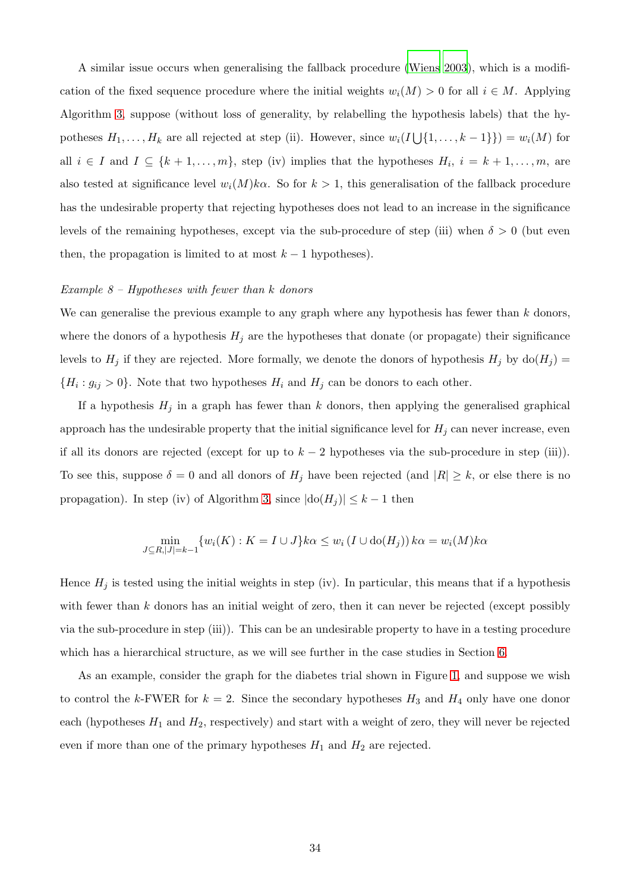A similar issue occurs when generalising the fallback procedure (Wiens 2003), which is a modification of the fixed sequence procedure where the initial weights $w_i(M) > 0$ for all $i \in M$. Applying Algorithm 3, suppose (without loss of generality, by relabelling the hypothesis labels) that the hypotheses $H_1, \ldots, H_k$ are all rejected at step (ii). However, since $w_i(I \bigcup \{1, \ldots, k-1\}) = w_i(M)$ for all $i \in I$ and $I \subseteq \{k+1, \ldots, m\}$, step (iv) implies that the hypotheses $H_i$, $i = k+1, \ldots, m$, are also tested at significance level $w_i(M)k\alpha$. So for $k > 1$, this generalisation of the fallback procedure has the undesirable property that rejecting hypotheses does not lead to an increase in the significance levels of the remaining hypotheses, except via the sub-procedure of step (iii) when $\delta > 0$ (but even then, the propagation is limited to at most $k-1$ hypotheses).

*Example 8 – Hypotheses with fewer than k donors*

We can generalise the previous example to any graph where any hypothesis has fewer than $k$ donors, where the donors of a hypothesis $H_j$ are the hypotheses that donate (or propagate) their significance levels to $H_j$ if they are rejected. More formally, we denote the donors of hypothesis $H_j$ by $\text{do}(H_j) = \{H_i : g_{ij} > 0\}$. Note that two hypotheses $H_i$ and $H_j$ can be donors to each other.

If a hypothesis $H_j$ in a graph has fewer than $k$ donors, then applying the generalised graphical approach has the undesirable property that the initial significance level for $H_j$ can never increase, even if all its donors are rejected (except for up to $k-2$ hypotheses via the sub-procedure in step (iii)). To see this, suppose $\delta = 0$ and all donors of $H_j$ have been rejected (and $|R| \geq k$, or else there is no propagation). In step (iv) of Algorithm 3, since $|\text{do}(H_j)| \leq k-1$ then

$$\min_{J \subseteq R, |J|=k-1} \{w_i(K) : K = I \cup J\} k\alpha \leq w_i\left(I \cup \text{do}(H_j)\right) k\alpha = w_i(M) k\alpha$$

Hence $H_j$ is tested using the initial weights in step (iv). In particular, this means that if a hypothesis with fewer than $k$ donors has an initial weight of zero, then it can never be rejected (except possibly via the sub-procedure in step (iii)). This can be an undesirable property to have in a testing procedure which has a hierarchical structure, as we will see further in the case studies in Section 6.

As an example, consider the graph for the diabetes trial shown in Figure 1, and suppose we wish to control the $k$-FWER for $k = 2$. Since the secondary hypotheses $H_3$ and $H_4$ only have one donor each (hypotheses $H_1$ and $H_2$, respectively) and start with a weight of zero, they will never be rejected even if more than one of the primary hypotheses $H_1$ and $H_2$ are rejected.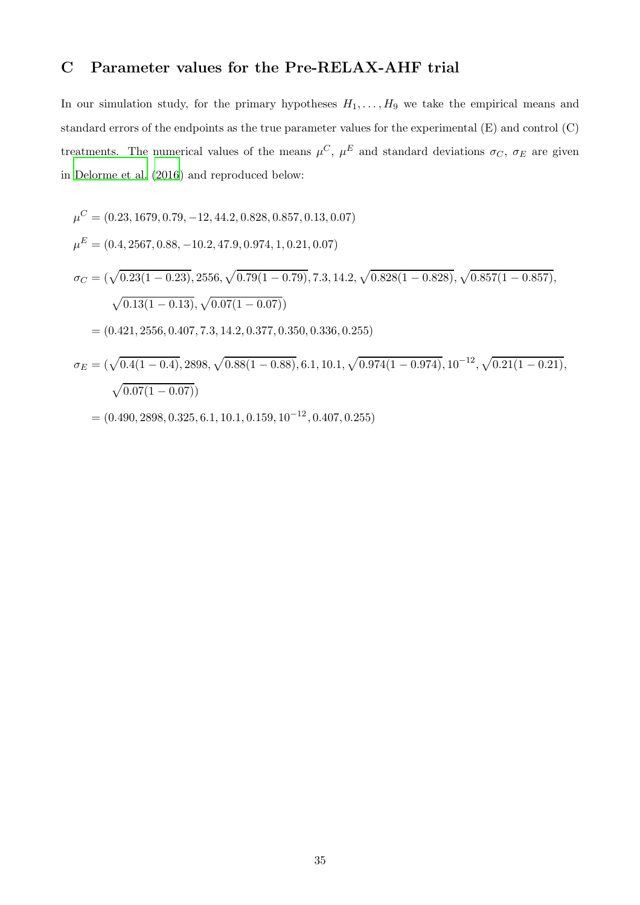## C Parameter values for the Pre-RELAX-AHF trial

In our simulation study, for the primary hypotheses $H_1, \ldots, H_9$ we take the empirical means and standard errors of the endpoints as the true parameter values for the experimental (E) and control (C) treatments. The numerical values of the means $\mu^C$, $\mu^E$ and standard deviations $\sigma_C$, $\sigma_E$ are given in Delorme et al. (2016) and reproduced below:

$$\mu^C = (0.23, 1679, 0.79, -12, 44.2, 0.828, 0.857, 0.13, 0.07)$$

$$\mu^E = (0.4, 2567, 0.88, -10.2, 47.9, 0.974, 1, 0.21, 0.07)$$

$$\begin{aligned}
\sigma_C &= (\sqrt{0.23(1-0.23)}, 2556, \sqrt{0.79(1-0.79)}, 7.3, 14.2, \sqrt{0.828(1-0.828)}, \sqrt{0.857(1-0.857)}, \\
&\quad \sqrt{0.13(1-0.13)}, \sqrt{0.07(1-0.07)}) \\
&= (0.421, 2556, 0.407, 7.3, 14.2, 0.377, 0.350, 0.336, 0.255)
\end{aligned}$$

$$\begin{aligned}
\sigma_E &= (\sqrt{0.4(1-0.4)}, 2898, \sqrt{0.88(1-0.88)}, 6.1, 10.1, \sqrt{0.974(1-0.974)}, 10^{-12}, \sqrt{0.21(1-0.21)}, \\
&\quad \sqrt{0.07(1-0.07)}) \\
&= (0.490, 2898, 0.325, 6.1, 10.1, 0.159, 10^{-12}, 0.407, 0.255)
\end{aligned}$$